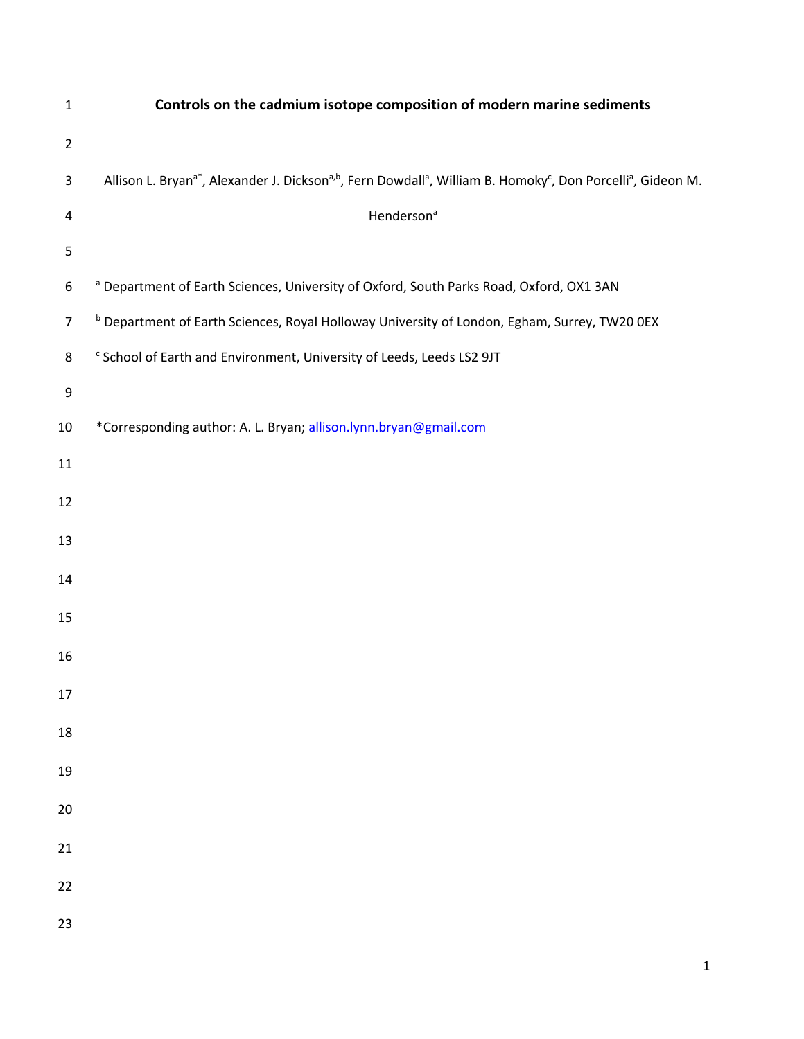# Controls on the cadmium isotope composition of modern marine sediments

Allison L. Bryan[a*], Alexander J. Dickson[a,b], Fern Dowdall[a], William B. Homoky[c], Don Porcelli[a], Gideon M. Henderson[a]

[a] Department of Earth Sciences, University of Oxford, South Parks Road, Oxford, OX1 3AN

[b] Department of Earth Sciences, Royal Holloway University of London, Egham, Surrey, TW20 0EX

[c] School of Earth and Environment, University of Leeds, Leeds LS2 9JT

*Corresponding author: A. L. Bryan; allison.lynn.bryan@gmail.com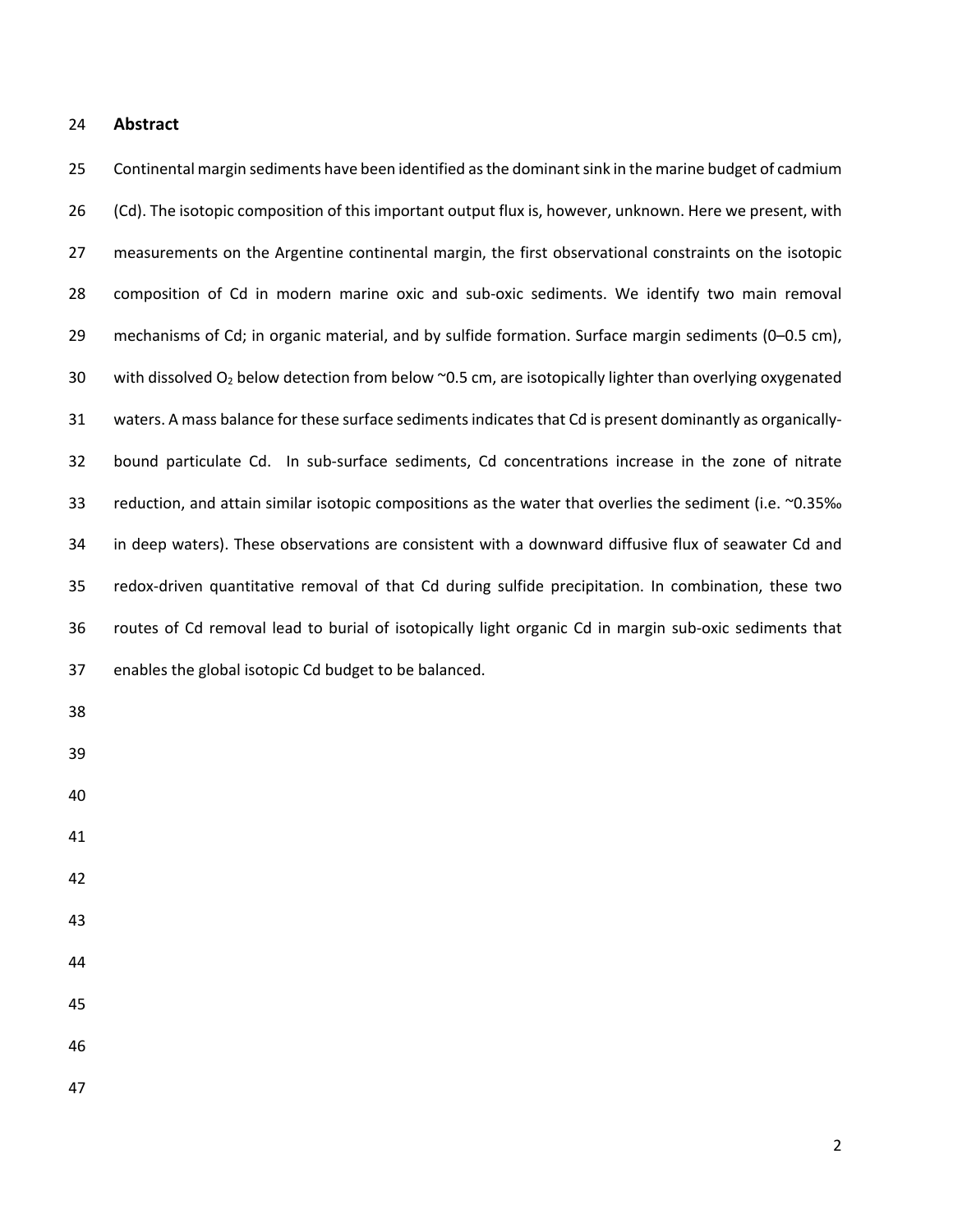## Abstract

Continental margin sediments have been identified as the dominant sink in the marine budget of cadmium (Cd). The isotopic composition of this important output flux is, however, unknown. Here we present, with measurements on the Argentine continental margin, the first observational constraints on the isotopic composition of Cd in modern marine oxic and sub-oxic sediments. We identify two main removal mechanisms of Cd; in organic material, and by sulfide formation. Surface margin sediments (0–0.5 cm), with dissolved $O_2$ below detection from below ~0.5 cm, are isotopically lighter than overlying oxygenated waters. A mass balance for these surface sediments indicates that Cd is present dominantly as organically-bound particulate Cd. In sub-surface sediments, Cd concentrations increase in the zone of nitrate reduction, and attain similar isotopic compositions as the water that overlies the sediment (i.e. ~0.35‰ in deep waters). These observations are consistent with a downward diffusive flux of seawater Cd and redox-driven quantitative removal of that Cd during sulfide precipitation. In combination, these two routes of Cd removal lead to burial of isotopically light organic Cd in margin sub-oxic sediments that enables the global isotopic Cd budget to be balanced.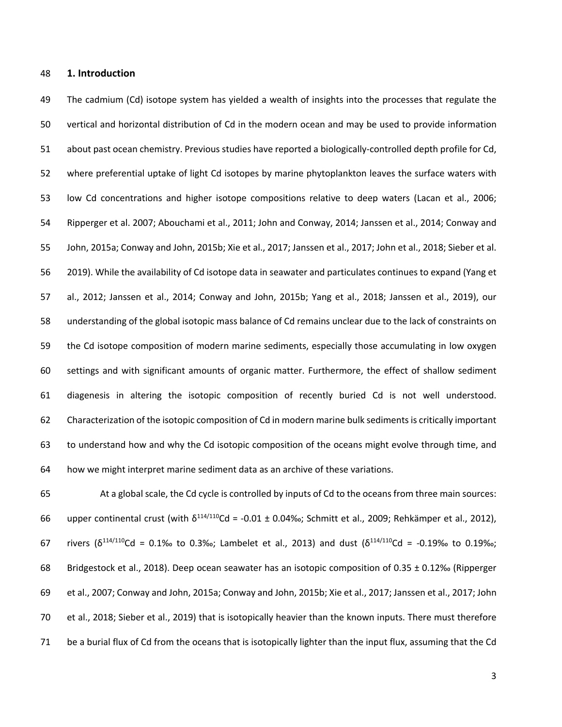## 1. Introduction

The cadmium (Cd) isotope system has yielded a wealth of insights into the processes that regulate the vertical and horizontal distribution of Cd in the modern ocean and may be used to provide information about past ocean chemistry. Previous studies have reported a biologically-controlled depth profile for Cd, where preferential uptake of light Cd isotopes by marine phytoplankton leaves the surface waters with low Cd concentrations and higher isotope compositions relative to deep waters (Lacan et al., 2006; Ripperger et al. 2007; Abouchami et al., 2011; John and Conway, 2014; Janssen et al., 2014; Conway and John, 2015a; Conway and John, 2015b; Xie et al., 2017; Janssen et al., 2017; John et al., 2018; Sieber et al. 2019). While the availability of Cd isotope data in seawater and particulates continues to expand (Yang et al., 2012; Janssen et al., 2014; Conway and John, 2015b; Yang et al., 2018; Janssen et al., 2019), our understanding of the global isotopic mass balance of Cd remains unclear due to the lack of constraints on the Cd isotope composition of modern marine sediments, especially those accumulating in low oxygen settings and with significant amounts of organic matter. Furthermore, the effect of shallow sediment diagenesis in altering the isotopic composition of recently buried Cd is not well understood. Characterization of the isotopic composition of Cd in modern marine bulk sediments is critically important to understand how and why the Cd isotopic composition of the oceans might evolve through time, and how we might interpret marine sediment data as an archive of these variations.

At a global scale, the Cd cycle is controlled by inputs of Cd to the oceans from three main sources: upper continental crust (with $\delta^{114/110}$Cd = -0.01 ± 0.04‰; Schmitt et al., 2009; Rehkämper et al., 2012), rivers ($\delta^{114/110}$Cd = 0.1‰ to 0.3‰; Lambelet et al., 2013) and dust ($\delta^{114/110}$Cd = -0.19‰ to 0.19‰; Bridgestock et al., 2018). Deep ocean seawater has an isotopic composition of 0.35 ± 0.12‰ (Ripperger et al., 2007; Conway and John, 2015a; Conway and John, 2015b; Xie et al., 2017; Janssen et al., 2017; John et al., 2018; Sieber et al., 2019) that is isotopically heavier than the known inputs. There must therefore be a burial flux of Cd from the oceans that is isotopically lighter than the input flux, assuming that the Cd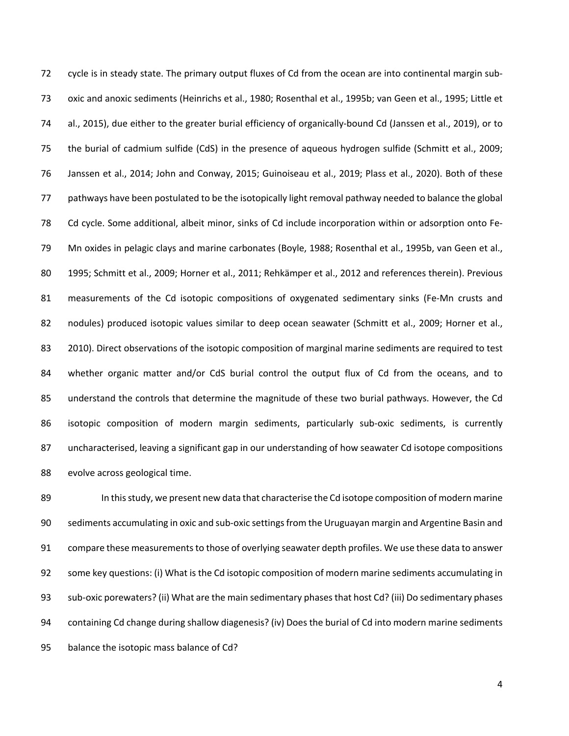cycle is in steady state. The primary output fluxes of Cd from the ocean are into continental margin sub-oxic and anoxic sediments (Heinrichs et al., 1980; Rosenthal et al., 1995b; van Geen et al., 1995; Little et al., 2015), due either to the greater burial efficiency of organically-bound Cd (Janssen et al., 2019), or to the burial of cadmium sulfide (CdS) in the presence of aqueous hydrogen sulfide (Schmitt et al., 2009; Janssen et al., 2014; John and Conway, 2015; Guinoiseau et al., 2019; Plass et al., 2020). Both of these pathways have been postulated to be the isotopically light removal pathway needed to balance the global Cd cycle. Some additional, albeit minor, sinks of Cd include incorporation within or adsorption onto Fe-Mn oxides in pelagic clays and marine carbonates (Boyle, 1988; Rosenthal et al., 1995b, van Geen et al., 1995; Schmitt et al., 2009; Horner et al., 2011; Rehkämper et al., 2012 and references therein). Previous measurements of the Cd isotopic compositions of oxygenated sedimentary sinks (Fe-Mn crusts and nodules) produced isotopic values similar to deep ocean seawater (Schmitt et al., 2009; Horner et al., 2010). Direct observations of the isotopic composition of marginal marine sediments are required to test whether organic matter and/or CdS burial control the output flux of Cd from the oceans, and to understand the controls that determine the magnitude of these two burial pathways. However, the Cd isotopic composition of modern margin sediments, particularly sub-oxic sediments, is currently uncharacterised, leaving a significant gap in our understanding of how seawater Cd isotope compositions evolve across geological time.

In this study, we present new data that characterise the Cd isotope composition of modern marine sediments accumulating in oxic and sub-oxic settings from the Uruguayan margin and Argentine Basin and compare these measurements to those of overlying seawater depth profiles. We use these data to answer some key questions: (i) What is the Cd isotopic composition of modern marine sediments accumulating in sub-oxic porewaters? (ii) What are the main sedimentary phases that host Cd? (iii) Do sedimentary phases containing Cd change during shallow diagenesis? (iv) Does the burial of Cd into modern marine sediments balance the isotopic mass balance of Cd?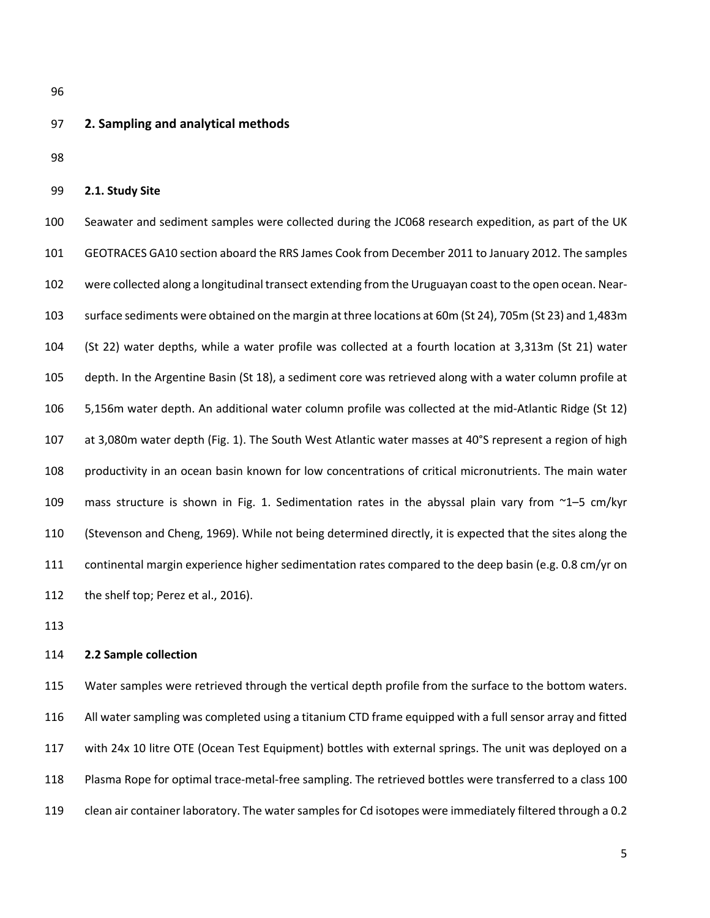## 2. Sampling and analytical methods

### 2.1. Study Site

Seawater and sediment samples were collected during the JC068 research expedition, as part of the UK GEOTRACES GA10 section aboard the RRS James Cook from December 2011 to January 2012. The samples were collected along a longitudinal transect extending from the Uruguayan coast to the open ocean. Near-surface sediments were obtained on the margin at three locations at 60m (St 24), 705m (St 23) and 1,483m (St 22) water depths, while a water profile was collected at a fourth location at 3,313m (St 21) water depth. In the Argentine Basin (St 18), a sediment core was retrieved along with a water column profile at 5,156m water depth. An additional water column profile was collected at the mid-Atlantic Ridge (St 12) at 3,080m water depth (Fig. 1). The South West Atlantic water masses at 40°S represent a region of high productivity in an ocean basin known for low concentrations of critical micronutrients. The main water mass structure is shown in Fig. 1. Sedimentation rates in the abyssal plain vary from ~1–5 cm/kyr (Stevenson and Cheng, 1969). While not being determined directly, it is expected that the sites along the continental margin experience higher sedimentation rates compared to the deep basin (e.g. 0.8 cm/yr on the shelf top; Perez et al., 2016).

### 2.2 Sample collection

Water samples were retrieved through the vertical depth profile from the surface to the bottom waters. All water sampling was completed using a titanium CTD frame equipped with a full sensor array and fitted with 24x 10 litre OTE (Ocean Test Equipment) bottles with external springs. The unit was deployed on a Plasma Rope for optimal trace-metal-free sampling. The retrieved bottles were transferred to a class 100 clean air container laboratory. The water samples for Cd isotopes were immediately filtered through a 0.2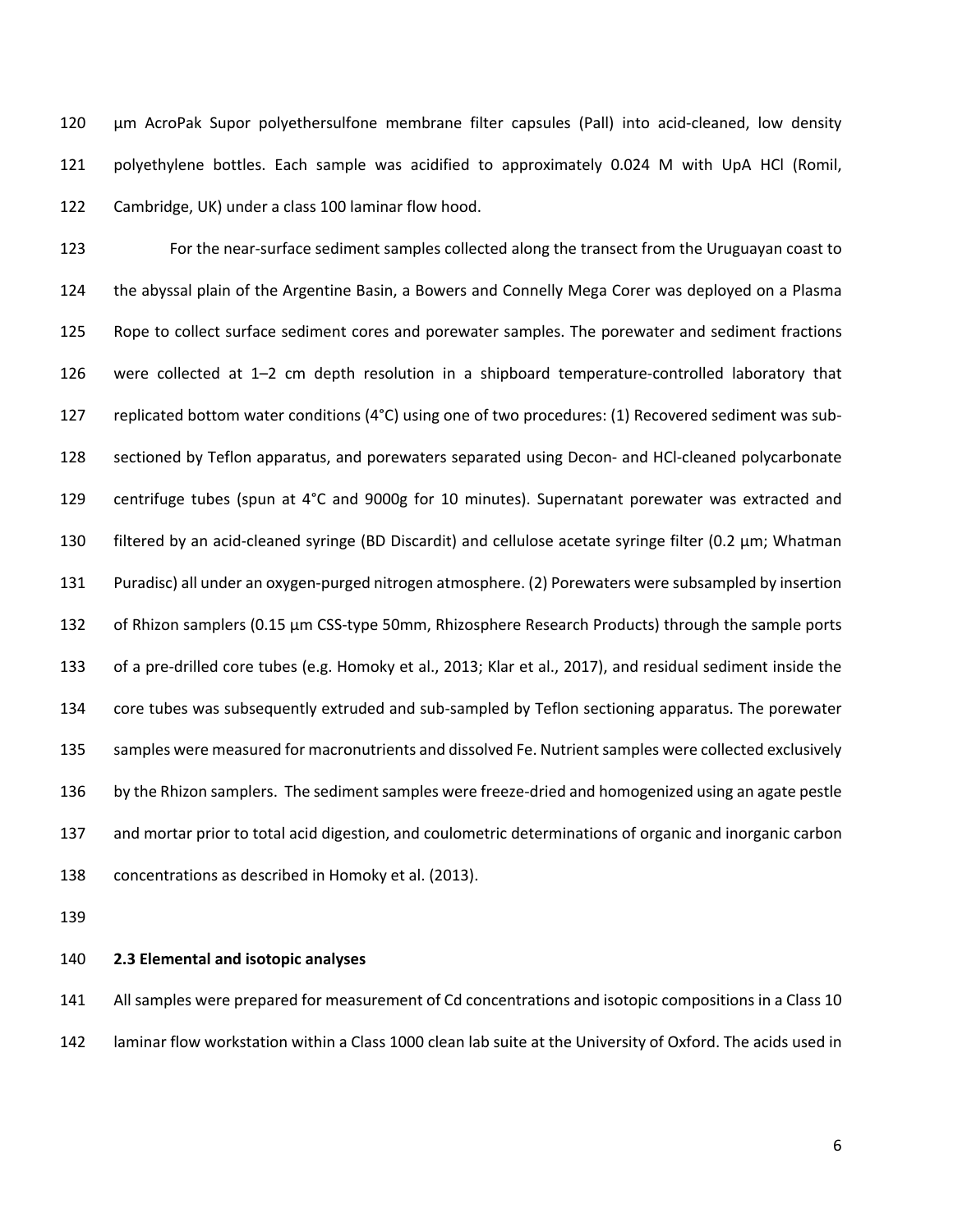µm AcroPak Supor polyethersulfone membrane filter capsules (Pall) into acid-cleaned, low density polyethylene bottles. Each sample was acidified to approximately 0.024 M with UpA HCl (Romil, Cambridge, UK) under a class 100 laminar flow hood.

For the near-surface sediment samples collected along the transect from the Uruguayan coast to the abyssal plain of the Argentine Basin, a Bowers and Connelly Mega Corer was deployed on a Plasma Rope to collect surface sediment cores and porewater samples. The porewater and sediment fractions were collected at 1–2 cm depth resolution in a shipboard temperature-controlled laboratory that replicated bottom water conditions (4°C) using one of two procedures: (1) Recovered sediment was sub-sectioned by Teflon apparatus, and porewaters separated using Decon- and HCl-cleaned polycarbonate centrifuge tubes (spun at 4°C and 9000g for 10 minutes). Supernatant porewater was extracted and filtered by an acid-cleaned syringe (BD Discardit) and cellulose acetate syringe filter (0.2 µm; Whatman Puradisc) all under an oxygen-purged nitrogen atmosphere. (2) Porewaters were subsampled by insertion of Rhizon samplers (0.15 µm CSS-type 50mm, Rhizosphere Research Products) through the sample ports of a pre-drilled core tubes (e.g. Homoky et al., 2013; Klar et al., 2017), and residual sediment inside the core tubes was subsequently extruded and sub-sampled by Teflon sectioning apparatus. The porewater samples were measured for macronutrients and dissolved Fe. Nutrient samples were collected exclusively by the Rhizon samplers. The sediment samples were freeze-dried and homogenized using an agate pestle and mortar prior to total acid digestion, and coulometric determinations of organic and inorganic carbon concentrations as described in Homoky et al. (2013).

### 2.3 Elemental and isotopic analyses

All samples were prepared for measurement of Cd concentrations and isotopic compositions in a Class 10 laminar flow workstation within a Class 1000 clean lab suite at the University of Oxford. The acids used in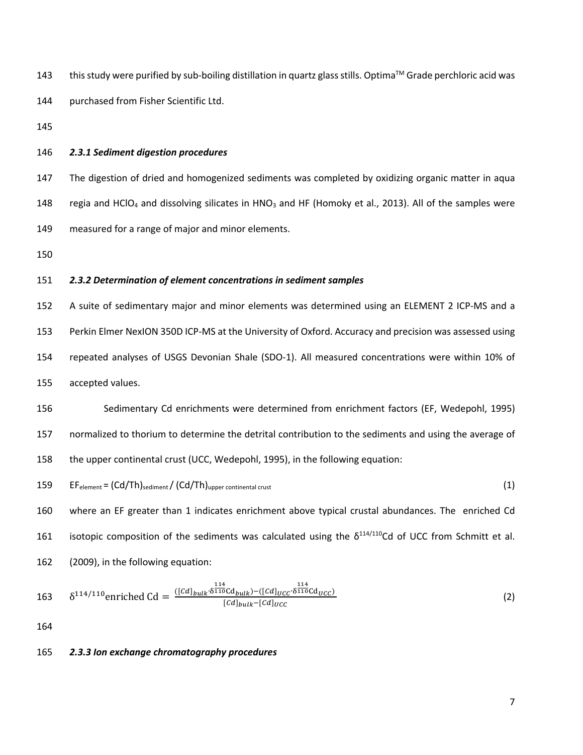this study were purified by sub-boiling distillation in quartz glass stills. Optima™ Grade perchloric acid was purchased from Fisher Scientific Ltd.

### *2.3.1 Sediment digestion procedures*

The digestion of dried and homogenized sediments was completed by oxidizing organic matter in aqua regia and $HClO_4$ and dissolving silicates in $HNO_3$ and HF (Homoky et al., 2013). All of the samples were measured for a range of major and minor elements.

### *2.3.2 Determination of element concentrations in sediment samples*

A suite of sedimentary major and minor elements was determined using an ELEMENT 2 ICP-MS and a Perkin Elmer NexION 350D ICP-MS at the University of Oxford. Accuracy and precision was assessed using repeated analyses of USGS Devonian Shale (SDO-1). All measured concentrations were within 10% of accepted values.

Sedimentary Cd enrichments were determined from enrichment factors (EF, Wedepohl, 1995) normalized to thorium to determine the detrital contribution to the sediments and using the average of the upper continental crust (UCC, Wedepohl, 1995), in the following equation:

$$EF_{element} = (Cd/Th)_{sediment} / (Cd/Th)_{upper\ continental\ crust} \quad (1)$$

where an EF greater than 1 indicates enrichment above typical crustal abundances. The enriched Cd isotopic composition of the sediments was calculated using the $\delta^{114/110}$Cd of UCC from Schmitt et al. (2009), in the following equation:

$$\delta^{114/110}\text{enriched Cd} = \frac{([Cd]_{bulk} \cdot \delta^{\frac{114}{110}}\text{Cd}_{bulk}) - ([Cd]_{UCC} \cdot \delta^{\frac{114}{110}}\text{Cd}_{UCC})}{[Cd]_{bulk} - [Cd]_{UCC}} \quad (2)$$

### *2.3.3 Ion exchange chromatography procedures*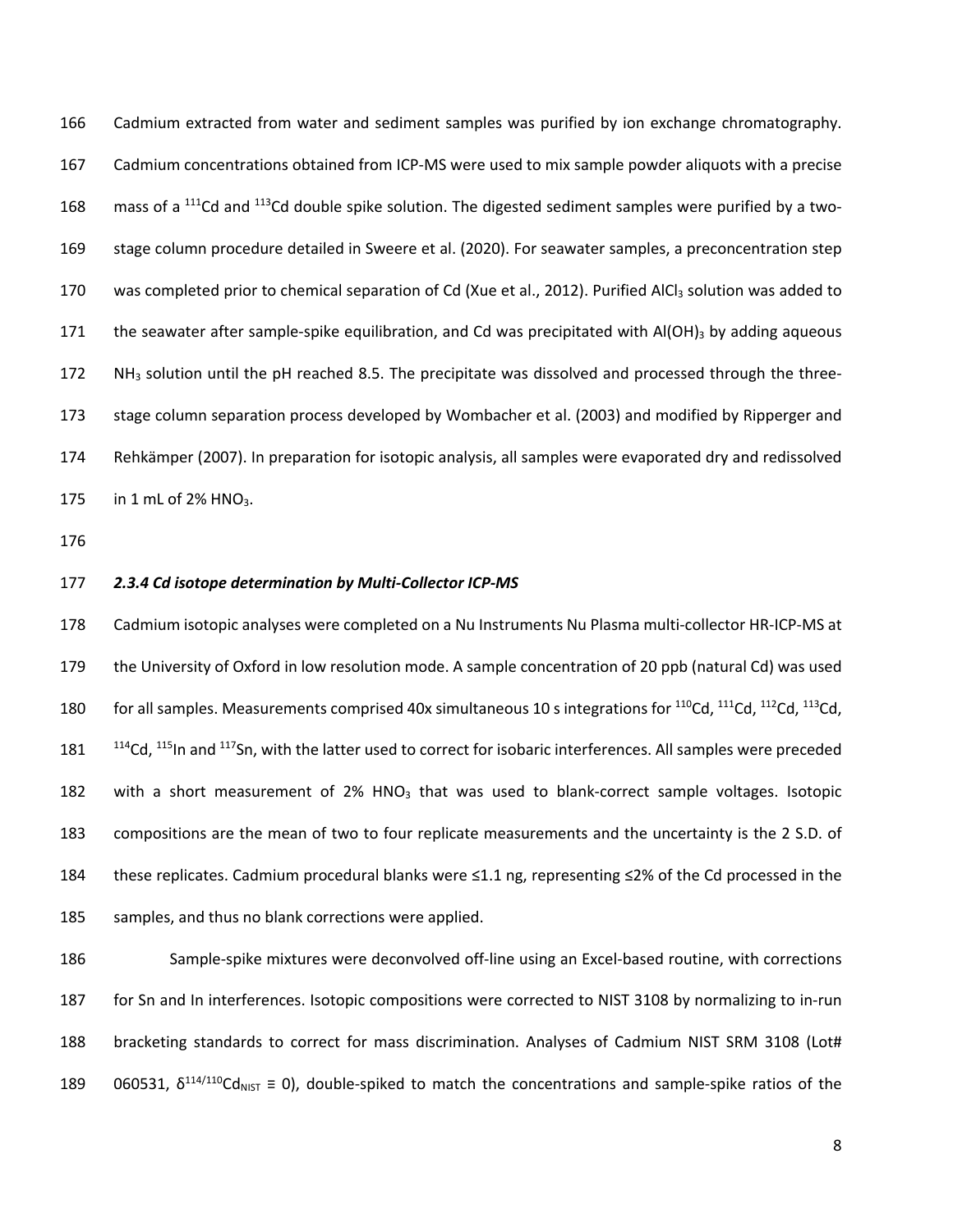Cadmium extracted from water and sediment samples was purified by ion exchange chromatography. Cadmium concentrations obtained from ICP-MS were used to mix sample powder aliquots with a precise mass of a $^{111}$Cd and $^{113}$Cd double spike solution. The digested sediment samples were purified by a two-stage column procedure detailed in Sweere et al. (2020). For seawater samples, a preconcentration step was completed prior to chemical separation of Cd (Xue et al., 2012). Purified $AlCl_3$ solution was added to the seawater after sample-spike equilibration, and Cd was precipitated with $Al(OH)_3$ by adding aqueous $NH_3$ solution until the pH reached 8.5. The precipitate was dissolved and processed through the three-stage column separation process developed by Wombacher et al. (2003) and modified by Ripperger and Rehkämper (2007). In preparation for isotopic analysis, all samples were evaporated dry and redissolved in 1 mL of 2% $HNO_3$.

#### *2.3.4 Cd isotope determination by Multi-Collector ICP-MS*

Cadmium isotopic analyses were completed on a Nu Instruments Nu Plasma multi-collector HR-ICP-MS at the University of Oxford in low resolution mode. A sample concentration of 20 ppb (natural Cd) was used for all samples. Measurements comprised 40x simultaneous 10 s integrations for $^{110}$Cd, $^{111}$Cd, $^{112}$Cd, $^{113}$Cd, $^{114}$Cd, $^{115}$In and $^{117}$Sn, with the latter used to correct for isobaric interferences. All samples were preceded with a short measurement of 2% $HNO_3$ that was used to blank-correct sample voltages. Isotopic compositions are the mean of two to four replicate measurements and the uncertainty is the 2 S.D. of these replicates. Cadmium procedural blanks were ≤1.1 ng, representing ≤2% of the Cd processed in the samples, and thus no blank corrections were applied.

Sample-spike mixtures were deconvolved off-line using an Excel-based routine, with corrections for Sn and In interferences. Isotopic compositions were corrected to NIST 3108 by normalizing to in-run bracketing standards to correct for mass discrimination. Analyses of Cadmium NIST SRM 3108 (Lot# 060531, $\delta^{114/110}Cd_{NIST} \equiv 0$), double-spiked to match the concentrations and sample-spike ratios of the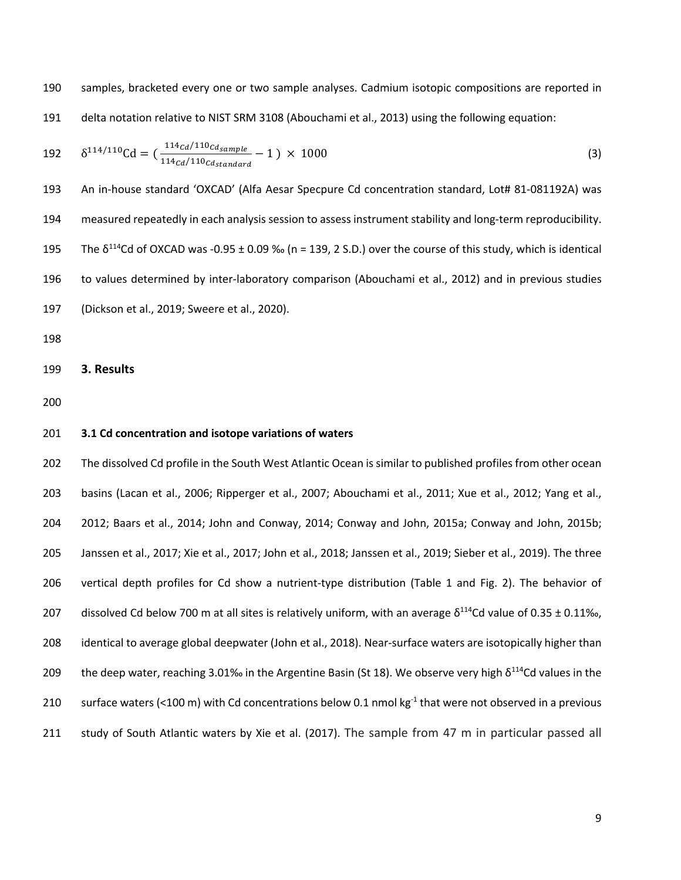samples, bracketed every one or two sample analyses. Cadmium isotopic compositions are reported in delta notation relative to NIST SRM 3108 (Abouchami et al., 2013) using the following equation:

$$\delta^{114/110}\mathrm{Cd} = \left(\frac{{}^{114}Cd/{}^{110}Cd_{sample}}{{}^{114}Cd/{}^{110}Cd_{standard}} - 1\right) \times 1000 \quad (3)$$

An in-house standard 'OXCAD' (Alfa Aesar Specpure Cd concentration standard, Lot# 81-081192A) was measured repeatedly in each analysis session to assess instrument stability and long-term reproducibility. The $\delta^{114}$Cd of OXCAD was -0.95 ± 0.09 ‰ (n = 139, 2 S.D.) over the course of this study, which is identical to values determined by inter-laboratory comparison (Abouchami et al., 2012) and in previous studies (Dickson et al., 2019; Sweere et al., 2020).

## 3. Results

### 3.1 Cd concentration and isotope variations of waters

The dissolved Cd profile in the South West Atlantic Ocean is similar to published profiles from other ocean basins (Lacan et al., 2006; Ripperger et al., 2007; Abouchami et al., 2011; Xue et al., 2012; Yang et al., 2012; Baars et al., 2014; John and Conway, 2014; Conway and John, 2015a; Conway and John, 2015b; Janssen et al., 2017; Xie et al., 2017; John et al., 2018; Janssen et al., 2019; Sieber et al., 2019). The three vertical depth profiles for Cd show a nutrient-type distribution (Table 1 and Fig. 2). The behavior of dissolved Cd below 700 m at all sites is relatively uniform, with an average $\delta^{114}$Cd value of 0.35 ± 0.11‰, identical to average global deepwater (John et al., 2018). Near-surface waters are isotopically higher than the deep water, reaching 3.01‰ in the Argentine Basin (St 18). We observe very high $\delta^{114}$Cd values in the surface waters (<100 m) with Cd concentrations below 0.1 nmol kg$^{-1}$ that were not observed in a previous study of South Atlantic waters by Xie et al. (2017). The sample from 47 m in particular passed all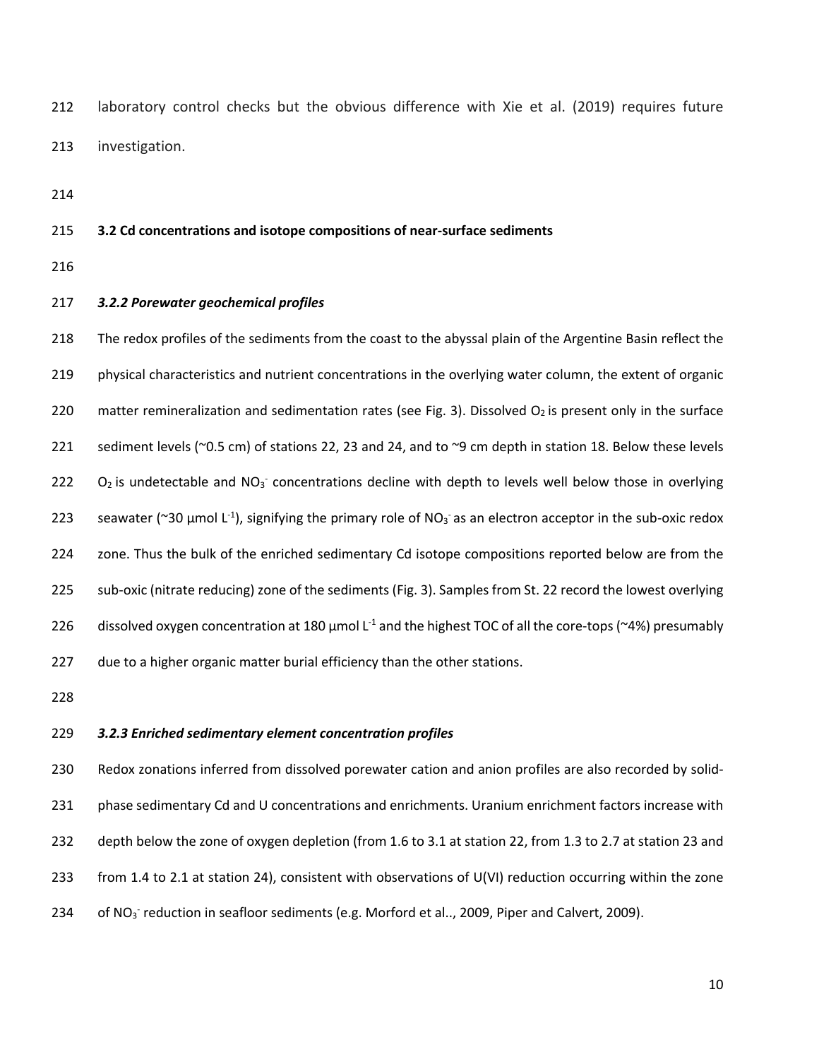laboratory control checks but the obvious difference with Xie et al. (2019) requires future investigation.

### 3.2 Cd concentrations and isotope compositions of near-surface sediments

#### *3.2.2 Porewater geochemical profiles*

The redox profiles of the sediments from the coast to the abyssal plain of the Argentine Basin reflect the physical characteristics and nutrient concentrations in the overlying water column, the extent of organic matter remineralization and sedimentation rates (see Fig. 3). Dissolved $O_2$ is present only in the surface sediment levels (~0.5 cm) of stations 22, 23 and 24, and to ~9 cm depth in station 18. Below these levels $O_2$ is undetectable and $NO_3^-$ concentrations decline with depth to levels well below those in overlying seawater (~30 µmol $L^{-1}$), signifying the primary role of $NO_3^-$ as an electron acceptor in the sub-oxic redox zone. Thus the bulk of the enriched sedimentary Cd isotope compositions reported below are from the sub-oxic (nitrate reducing) zone of the sediments (Fig. 3). Samples from St. 22 record the lowest overlying dissolved oxygen concentration at 180 µmol $L^{-1}$ and the highest TOC of all the core-tops (~4%) presumably due to a higher organic matter burial efficiency than the other stations.

#### *3.2.3 Enriched sedimentary element concentration profiles*

Redox zonations inferred from dissolved porewater cation and anion profiles are also recorded by solid-phase sedimentary Cd and U concentrations and enrichments. Uranium enrichment factors increase with depth below the zone of oxygen depletion (from 1.6 to 3.1 at station 22, from 1.3 to 2.7 at station 23 and from 1.4 to 2.1 at station 24), consistent with observations of U(VI) reduction occurring within the zone of $NO_3^-$ reduction in seafloor sediments (e.g. Morford et al.., 2009, Piper and Calvert, 2009).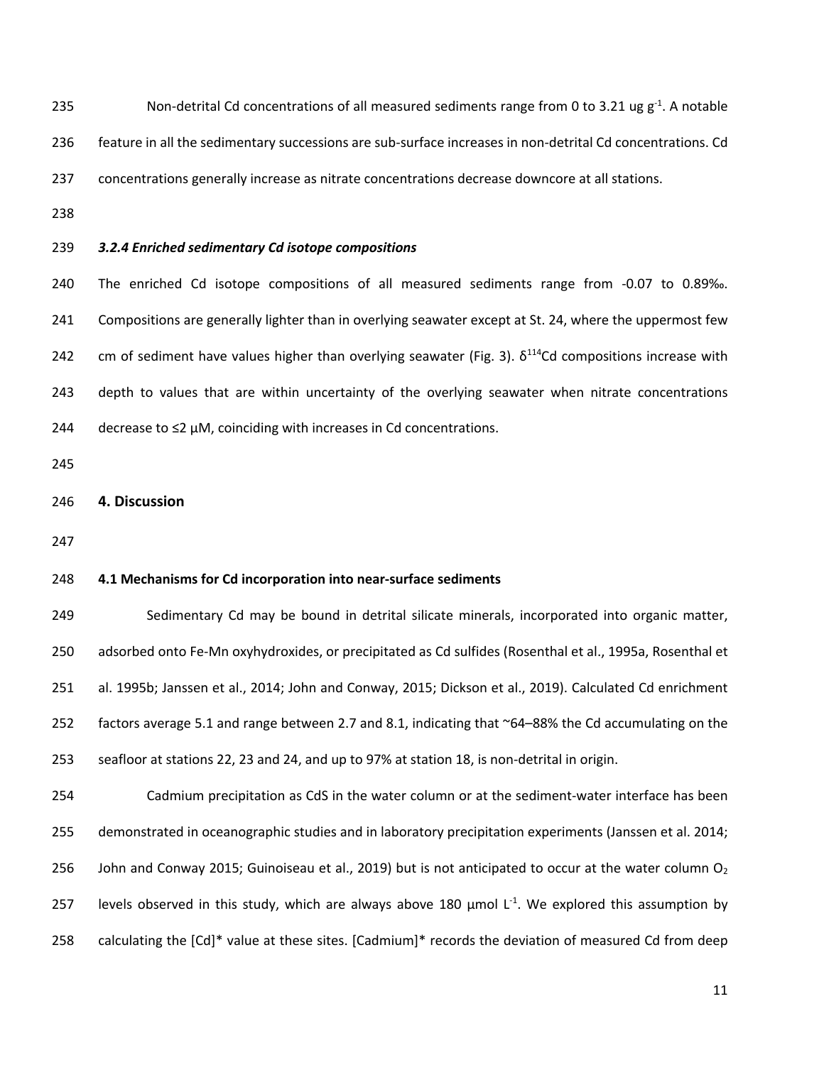Non-detrital Cd concentrations of all measured sediments range from 0 to 3.21 ug $g^{-1}$. A notable feature in all the sedimentary successions are sub-surface increases in non-detrital Cd concentrations. Cd concentrations generally increase as nitrate concentrations decrease downcore at all stations.

### *3.2.4 Enriched sedimentary Cd isotope compositions*

The enriched Cd isotope compositions of all measured sediments range from -0.07 to 0.89‰. Compositions are generally lighter than in overlying seawater except at St. 24, where the uppermost few cm of sediment have values higher than overlying seawater (Fig. 3). $\delta^{114}$Cd compositions increase with depth to values that are within uncertainty of the overlying seawater when nitrate concentrations decrease to ≤2 µM, coinciding with increases in Cd concentrations.

## 4. Discussion

### 4.1 Mechanisms for Cd incorporation into near-surface sediments

Sedimentary Cd may be bound in detrital silicate minerals, incorporated into organic matter, adsorbed onto Fe-Mn oxyhydroxides, or precipitated as Cd sulfides (Rosenthal et al., 1995a, Rosenthal et al. 1995b; Janssen et al., 2014; John and Conway, 2015; Dickson et al., 2019). Calculated Cd enrichment factors average 5.1 and range between 2.7 and 8.1, indicating that ~64–88% the Cd accumulating on the seafloor at stations 22, 23 and 24, and up to 97% at station 18, is non-detrital in origin.

Cadmium precipitation as CdS in the water column or at the sediment-water interface has been demonstrated in oceanographic studies and in laboratory precipitation experiments (Janssen et al. 2014; John and Conway 2015; Guinoiseau et al., 2019) but is not anticipated to occur at the water column $O_2$ levels observed in this study, which are always above 180 µmol $L^{-1}$. We explored this assumption by calculating the [Cd]* value at these sites. [Cadmium]* records the deviation of measured Cd from deep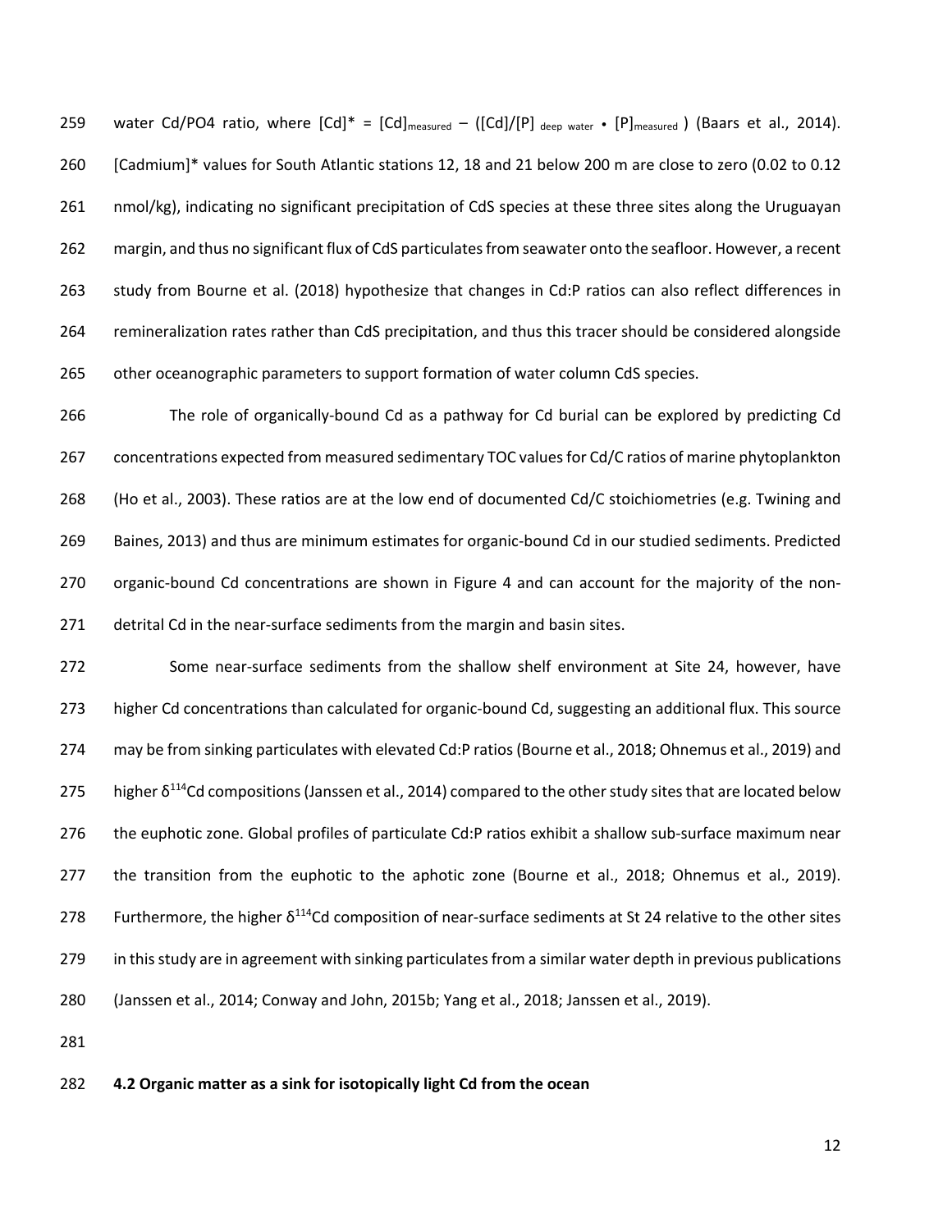water Cd/PO4 ratio, where $[Cd]^* = [Cd]_{measured} - ([Cd]/[P]_{deep\ water} \cdot [P]_{measured})$ (Baars et al., 2014). [Cadmium]* values for South Atlantic stations 12, 18 and 21 below 200 m are close to zero (0.02 to 0.12 nmol/kg), indicating no significant precipitation of CdS species at these three sites along the Uruguayan margin, and thus no significant flux of CdS particulates from seawater onto the seafloor. However, a recent study from Bourne et al. (2018) hypothesize that changes in Cd:P ratios can also reflect differences in remineralization rates rather than CdS precipitation, and thus this tracer should be considered alongside other oceanographic parameters to support formation of water column CdS species.

The role of organically-bound Cd as a pathway for Cd burial can be explored by predicting Cd concentrations expected from measured sedimentary TOC values for Cd/C ratios of marine phytoplankton (Ho et al., 2003). These ratios are at the low end of documented Cd/C stoichiometries (e.g. Twining and Baines, 2013) and thus are minimum estimates for organic-bound Cd in our studied sediments. Predicted organic-bound Cd concentrations are shown in Figure 4 and can account for the majority of the non-detrital Cd in the near-surface sediments from the margin and basin sites.

Some near-surface sediments from the shallow shelf environment at Site 24, however, have higher Cd concentrations than calculated for organic-bound Cd, suggesting an additional flux. This source may be from sinking particulates with elevated Cd:P ratios (Bourne et al., 2018; Ohnemus et al., 2019) and higher $\delta^{114}$Cd compositions (Janssen et al., 2014) compared to the other study sites that are located below the euphotic zone. Global profiles of particulate Cd:P ratios exhibit a shallow sub-surface maximum near the transition from the euphotic to the aphotic zone (Bourne et al., 2018; Ohnemus et al., 2019). Furthermore, the higher $\delta^{114}$Cd composition of near-surface sediments at St 24 relative to the other sites in this study are in agreement with sinking particulates from a similar water depth in previous publications (Janssen et al., 2014; Conway and John, 2015b; Yang et al., 2018; Janssen et al., 2019).

### 4.2 Organic matter as a sink for isotopically light Cd from the ocean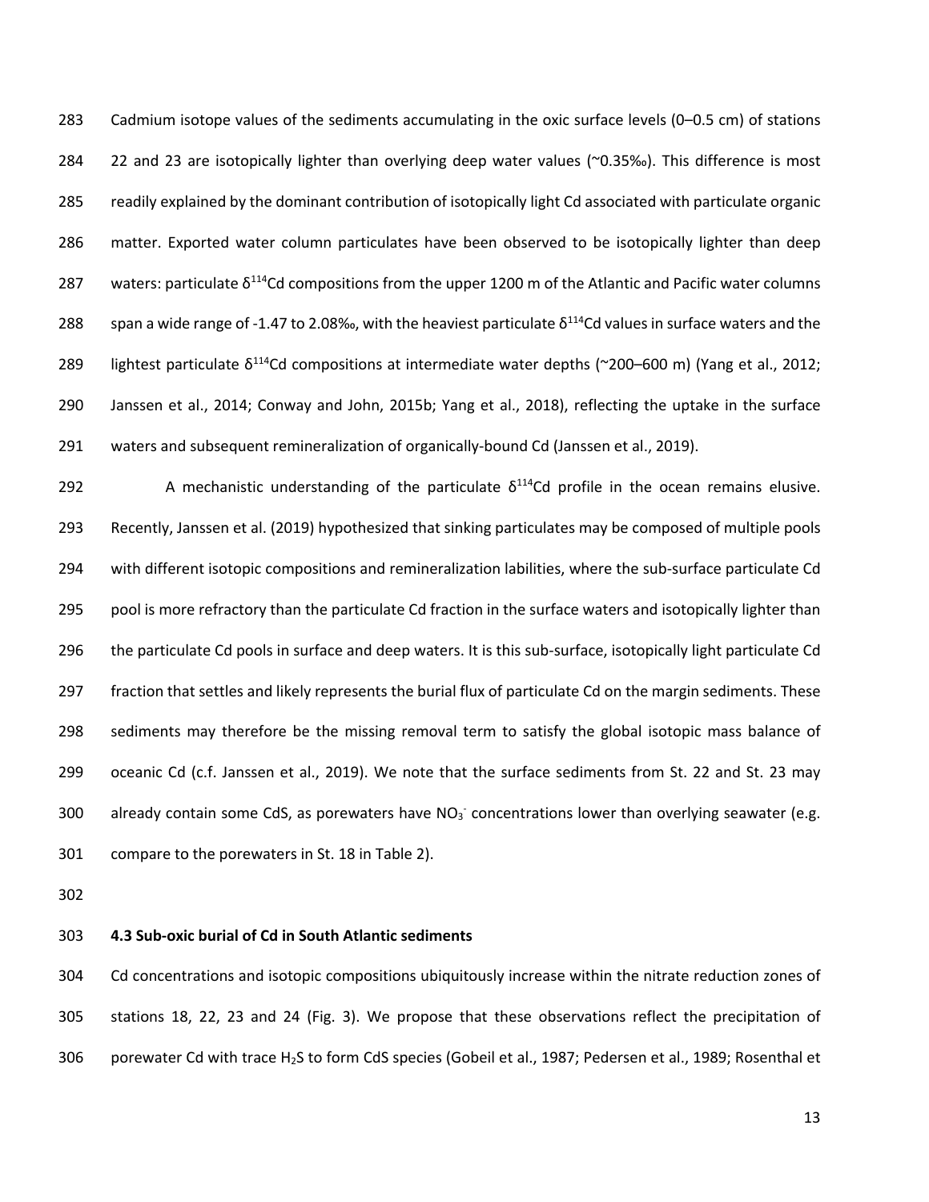Cadmium isotope values of the sediments accumulating in the oxic surface levels (0–0.5 cm) of stations 22 and 23 are isotopically lighter than overlying deep water values (~0.35‰). This difference is most readily explained by the dominant contribution of isotopically light Cd associated with particulate organic matter. Exported water column particulates have been observed to be isotopically lighter than deep waters: particulate $\delta^{114}$Cd compositions from the upper 1200 m of the Atlantic and Pacific water columns span a wide range of -1.47 to 2.08‰, with the heaviest particulate $\delta^{114}$Cd values in surface waters and the lightest particulate $\delta^{114}$Cd compositions at intermediate water depths (~200–600 m) (Yang et al., 2012; Janssen et al., 2014; Conway and John, 2015b; Yang et al., 2018), reflecting the uptake in the surface waters and subsequent remineralization of organically-bound Cd (Janssen et al., 2019).

A mechanistic understanding of the particulate $\delta^{114}$Cd profile in the ocean remains elusive. Recently, Janssen et al. (2019) hypothesized that sinking particulates may be composed of multiple pools with different isotopic compositions and remineralization labilities, where the sub-surface particulate Cd pool is more refractory than the particulate Cd fraction in the surface waters and isotopically lighter than the particulate Cd pools in surface and deep waters. It is this sub-surface, isotopically light particulate Cd fraction that settles and likely represents the burial flux of particulate Cd on the margin sediments. These sediments may therefore be the missing removal term to satisfy the global isotopic mass balance of oceanic Cd (c.f. Janssen et al., 2019). We note that the surface sediments from St. 22 and St. 23 may already contain some CdS, as porewaters have $NO_3^-$ concentrations lower than overlying seawater (e.g. compare to the porewaters in St. 18 in Table 2).

### 4.3 Sub-oxic burial of Cd in South Atlantic sediments

Cd concentrations and isotopic compositions ubiquitously increase within the nitrate reduction zones of stations 18, 22, 23 and 24 (Fig. 3). We propose that these observations reflect the precipitation of porewater Cd with trace $H_2S$ to form CdS species (Gobeil et al., 1987; Pedersen et al., 1989; Rosenthal et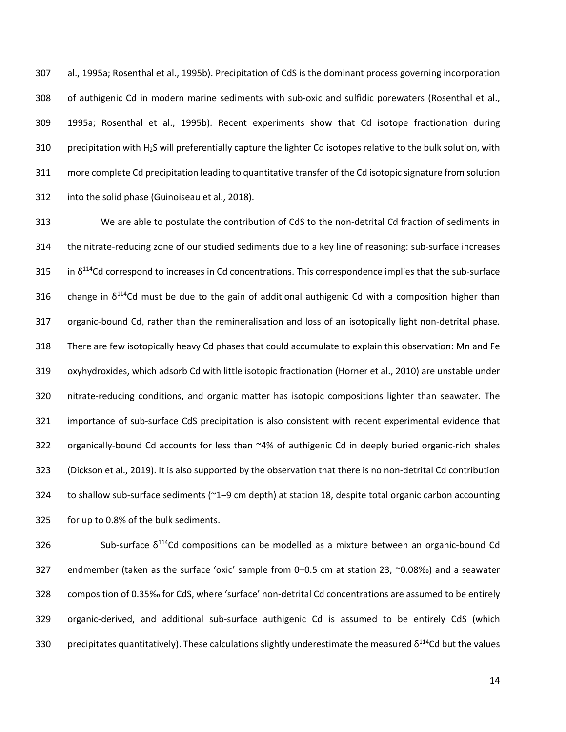al., 1995a; Rosenthal et al., 1995b). Precipitation of CdS is the dominant process governing incorporation of authigenic Cd in modern marine sediments with sub-oxic and sulfidic porewaters (Rosenthal et al., 1995a; Rosenthal et al., 1995b). Recent experiments show that Cd isotope fractionation during precipitation with $H_2S$ will preferentially capture the lighter Cd isotopes relative to the bulk solution, with more complete Cd precipitation leading to quantitative transfer of the Cd isotopic signature from solution into the solid phase (Guinoiseau et al., 2018).

We are able to postulate the contribution of CdS to the non-detrital Cd fraction of sediments in the nitrate-reducing zone of our studied sediments due to a key line of reasoning: sub-surface increases in $\delta^{114}$Cd correspond to increases in Cd concentrations. This correspondence implies that the sub-surface change in $\delta^{114}$Cd must be due to the gain of additional authigenic Cd with a composition higher than organic-bound Cd, rather than the remineralisation and loss of an isotopically light non-detrital phase. There are few isotopically heavy Cd phases that could accumulate to explain this observation: Mn and Fe oxyhydroxides, which adsorb Cd with little isotopic fractionation (Horner et al., 2010) are unstable under nitrate-reducing conditions, and organic matter has isotopic compositions lighter than seawater. The importance of sub-surface CdS precipitation is also consistent with recent experimental evidence that organically-bound Cd accounts for less than ~4% of authigenic Cd in deeply buried organic-rich shales (Dickson et al., 2019). It is also supported by the observation that there is no non-detrital Cd contribution to shallow sub-surface sediments (~1–9 cm depth) at station 18, despite total organic carbon accounting for up to 0.8% of the bulk sediments.

Sub-surface $\delta^{114}$Cd compositions can be modelled as a mixture between an organic-bound Cd endmember (taken as the surface 'oxic' sample from 0–0.5 cm at station 23, ~0.08‰) and a seawater composition of 0.35‰ for CdS, where 'surface' non-detrital Cd concentrations are assumed to be entirely organic-derived, and additional sub-surface authigenic Cd is assumed to be entirely CdS (which precipitates quantitatively). These calculations slightly underestimate the measured $\delta^{114}$Cd but the values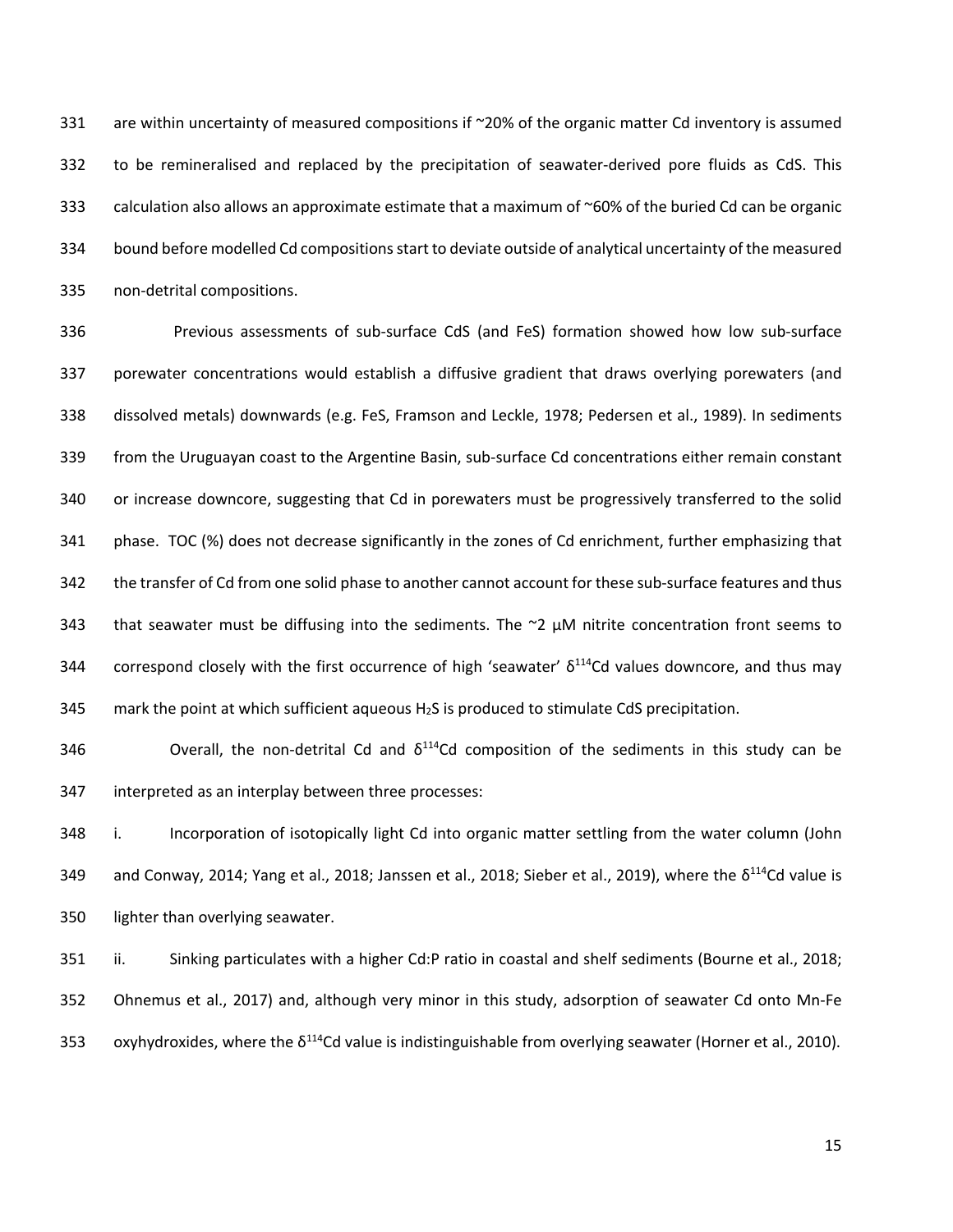are within uncertainty of measured compositions if ~20% of the organic matter Cd inventory is assumed to be remineralised and replaced by the precipitation of seawater-derived pore fluids as CdS. This calculation also allows an approximate estimate that a maximum of ~60% of the buried Cd can be organic bound before modelled Cd compositions start to deviate outside of analytical uncertainty of the measured non-detrital compositions.

Previous assessments of sub-surface CdS (and FeS) formation showed how low sub-surface porewater concentrations would establish a diffusive gradient that draws overlying porewaters (and dissolved metals) downwards (e.g. FeS, Framson and Leckle, 1978; Pedersen et al., 1989). In sediments from the Uruguayan coast to the Argentine Basin, sub-surface Cd concentrations either remain constant or increase downcore, suggesting that Cd in porewaters must be progressively transferred to the solid phase. TOC (%) does not decrease significantly in the zones of Cd enrichment, further emphasizing that the transfer of Cd from one solid phase to another cannot account for these sub-surface features and thus that seawater must be diffusing into the sediments. The ~2 µM nitrite concentration front seems to correspond closely with the first occurrence of high 'seawater' $\delta^{114}$Cd values downcore, and thus may mark the point at which sufficient aqueous $H_2S$ is produced to stimulate CdS precipitation.

Overall, the non-detrital Cd and $\delta^{114}$Cd composition of the sediments in this study can be interpreted as an interplay between three processes:

i. Incorporation of isotopically light Cd into organic matter settling from the water column (John and Conway, 2014; Yang et al., 2018; Janssen et al., 2018; Sieber et al., 2019), where the $\delta^{114}$Cd value is lighter than overlying seawater.

ii. Sinking particulates with a higher Cd:P ratio in coastal and shelf sediments (Bourne et al., 2018; Ohnemus et al., 2017) and, although very minor in this study, adsorption of seawater Cd onto Mn-Fe oxyhydroxides, where the $\delta^{114}$Cd value is indistinguishable from overlying seawater (Horner et al., 2010).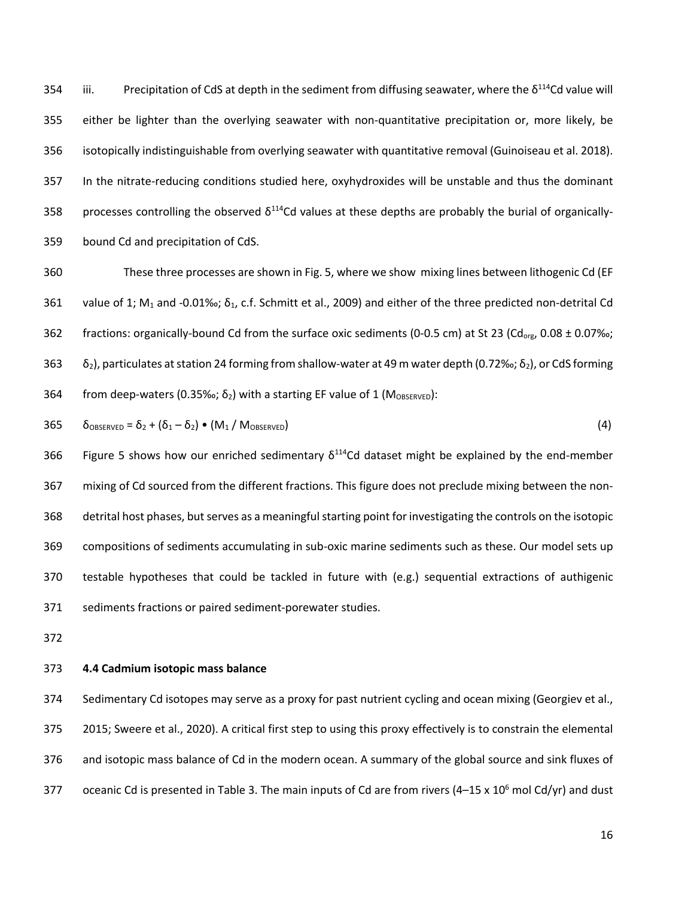iii. Precipitation of CdS at depth in the sediment from diffusing seawater, where the $\delta^{114}$Cd value will either be lighter than the overlying seawater with non-quantitative precipitation or, more likely, be isotopically indistinguishable from overlying seawater with quantitative removal (Guinoiseau et al. 2018). In the nitrate-reducing conditions studied here, oxyhydroxides will be unstable and thus the dominant processes controlling the observed $\delta^{114}$Cd values at these depths are probably the burial of organically-bound Cd and precipitation of CdS.

These three processes are shown in Fig. 5, where we show mixing lines between lithogenic Cd (EF value of 1; $M_1$ and -0.01‰; $\delta_1$, c.f. Schmitt et al., 2009) and either of the three predicted non-detrital Cd fractions: organically-bound Cd from the surface oxic sediments (0-0.5 cm) at St 23 ($Cd_{org}$, 0.08 ± 0.07‰; $\delta_2$), particulates at station 24 forming from shallow-water at 49 m water depth (0.72‰; $\delta_2$), or CdS forming from deep-waters (0.35‰; $\delta_2$) with a starting EF value of 1 ($M_{OBSERVED}$):

$$\delta_{OBSERVED} = \delta_2 + (\delta_1 - \delta_2) \bullet (M_1 / M_{OBSERVED}) \quad (4)$$

Figure 5 shows how our enriched sedimentary $\delta^{114}$Cd dataset might be explained by the end-member mixing of Cd sourced from the different fractions. This figure does not preclude mixing between the non-detrital host phases, but serves as a meaningful starting point for investigating the controls on the isotopic compositions of sediments accumulating in sub-oxic marine sediments such as these. Our model sets up testable hypotheses that could be tackled in future with (e.g.) sequential extractions of authigenic sediments fractions or paired sediment-porewater studies.

### 4.4 Cadmium isotopic mass balance

Sedimentary Cd isotopes may serve as a proxy for past nutrient cycling and ocean mixing (Georgiev et al., 2015; Sweere et al., 2020). A critical first step to using this proxy effectively is to constrain the elemental and isotopic mass balance of Cd in the modern ocean. A summary of the global source and sink fluxes of oceanic Cd is presented in Table 3. The main inputs of Cd are from rivers (4–15 x $10^6$ mol Cd/yr) and dust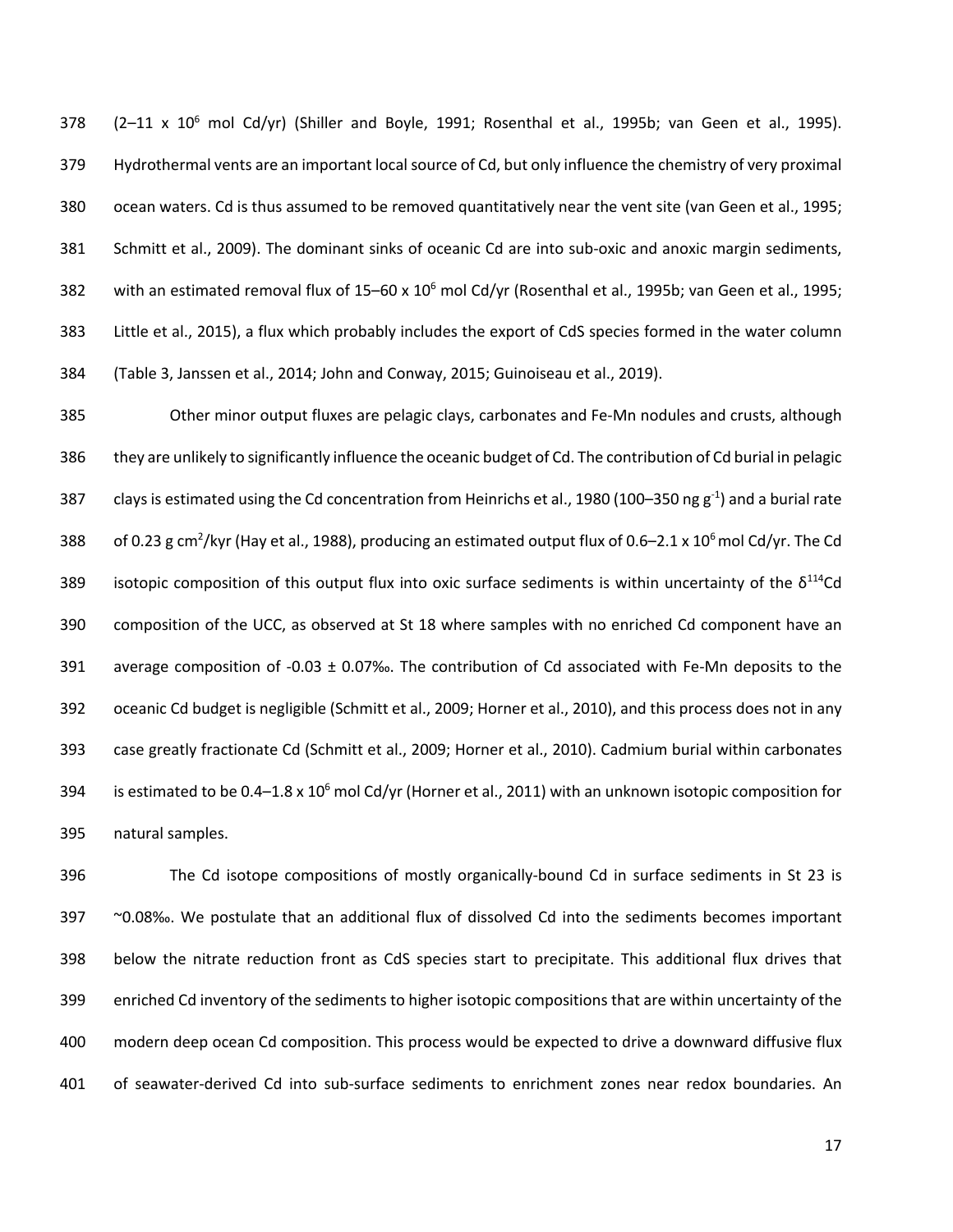($2$–$11 \times 10^6$ mol Cd/yr) (Shiller and Boyle, 1991; Rosenthal et al., 1995b; van Geen et al., 1995). Hydrothermal vents are an important local source of Cd, but only influence the chemistry of very proximal ocean waters. Cd is thus assumed to be removed quantitatively near the vent site (van Geen et al., 1995; Schmitt et al., 2009). The dominant sinks of oceanic Cd are into sub-oxic and anoxic margin sediments, with an estimated removal flux of $15$–$60 \times 10^6$ mol Cd/yr (Rosenthal et al., 1995b; van Geen et al., 1995; Little et al., 2015), a flux which probably includes the export of CdS species formed in the water column (Table 3, Janssen et al., 2014; John and Conway, 2015; Guinoiseau et al., 2019).

Other minor output fluxes are pelagic clays, carbonates and Fe-Mn nodules and crusts, although they are unlikely to significantly influence the oceanic budget of Cd. The contribution of Cd burial in pelagic clays is estimated using the Cd concentration from Heinrichs et al., 1980 (100–350 ng $g^{-1}$) and a burial rate of 0.23 g $cm^2$/kyr (Hay et al., 1988), producing an estimated output flux of $0.6$–$2.1 \times 10^6$ mol Cd/yr. The Cd isotopic composition of this output flux into oxic surface sediments is within uncertainty of the $\delta^{114}$Cd composition of the UCC, as observed at St 18 where samples with no enriched Cd component have an average composition of -0.03 ± 0.07‰. The contribution of Cd associated with Fe-Mn deposits to the oceanic Cd budget is negligible (Schmitt et al., 2009; Horner et al., 2010), and this process does not in any case greatly fractionate Cd (Schmitt et al., 2009; Horner et al., 2010). Cadmium burial within carbonates is estimated to be $0.4$–$1.8 \times 10^6$ mol Cd/yr (Horner et al., 2011) with an unknown isotopic composition for natural samples.

The Cd isotope compositions of mostly organically-bound Cd in surface sediments in St 23 is ~0.08‰. We postulate that an additional flux of dissolved Cd into the sediments becomes important below the nitrate reduction front as CdS species start to precipitate. This additional flux drives that enriched Cd inventory of the sediments to higher isotopic compositions that are within uncertainty of the modern deep ocean Cd composition. This process would be expected to drive a downward diffusive flux of seawater-derived Cd into sub-surface sediments to enrichment zones near redox boundaries. An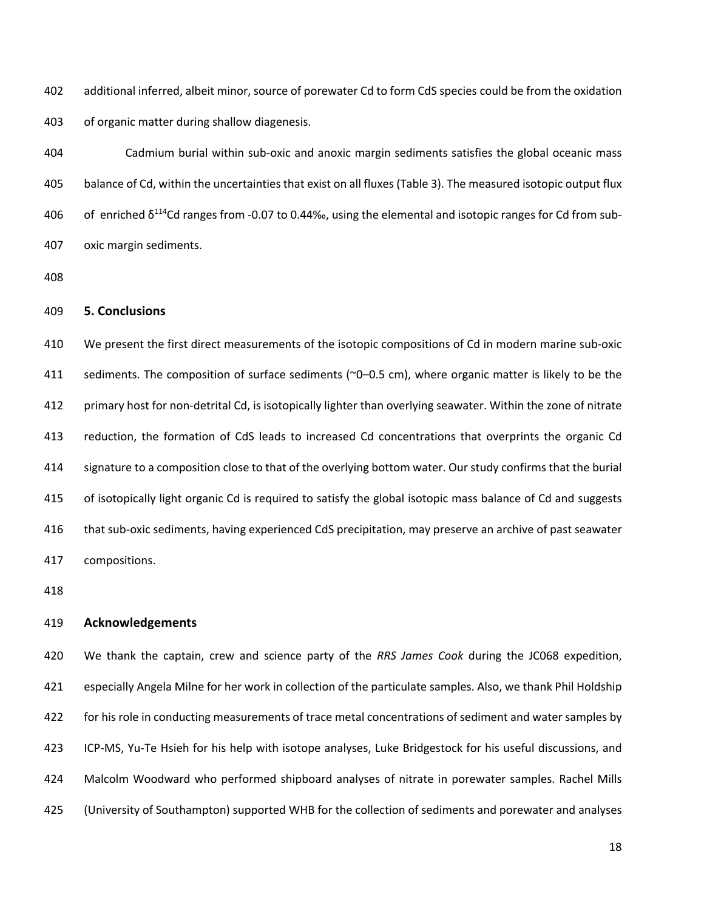additional inferred, albeit minor, source of porewater Cd to form CdS species could be from the oxidation of organic matter during shallow diagenesis.

Cadmium burial within sub-oxic and anoxic margin sediments satisfies the global oceanic mass balance of Cd, within the uncertainties that exist on all fluxes (Table 3). The measured isotopic output flux of enriched $\delta^{114}$Cd ranges from -0.07 to 0.44‰, using the elemental and isotopic ranges for Cd from sub-oxic margin sediments.

## 5. Conclusions

We present the first direct measurements of the isotopic compositions of Cd in modern marine sub-oxic sediments. The composition of surface sediments (~0–0.5 cm), where organic matter is likely to be the primary host for non-detrital Cd, is isotopically lighter than overlying seawater. Within the zone of nitrate reduction, the formation of CdS leads to increased Cd concentrations that overprints the organic Cd signature to a composition close to that of the overlying bottom water. Our study confirms that the burial of isotopically light organic Cd is required to satisfy the global isotopic mass balance of Cd and suggests that sub-oxic sediments, having experienced CdS precipitation, may preserve an archive of past seawater compositions.

## Acknowledgements

We thank the captain, crew and science party of the *RRS James Cook* during the JC068 expedition, especially Angela Milne for her work in collection of the particulate samples. Also, we thank Phil Holdship for his role in conducting measurements of trace metal concentrations of sediment and water samples by ICP-MS, Yu-Te Hsieh for his help with isotope analyses, Luke Bridgestock for his useful discussions, and Malcolm Woodward who performed shipboard analyses of nitrate in porewater samples. Rachel Mills (University of Southampton) supported WHB for the collection of sediments and porewater and analyses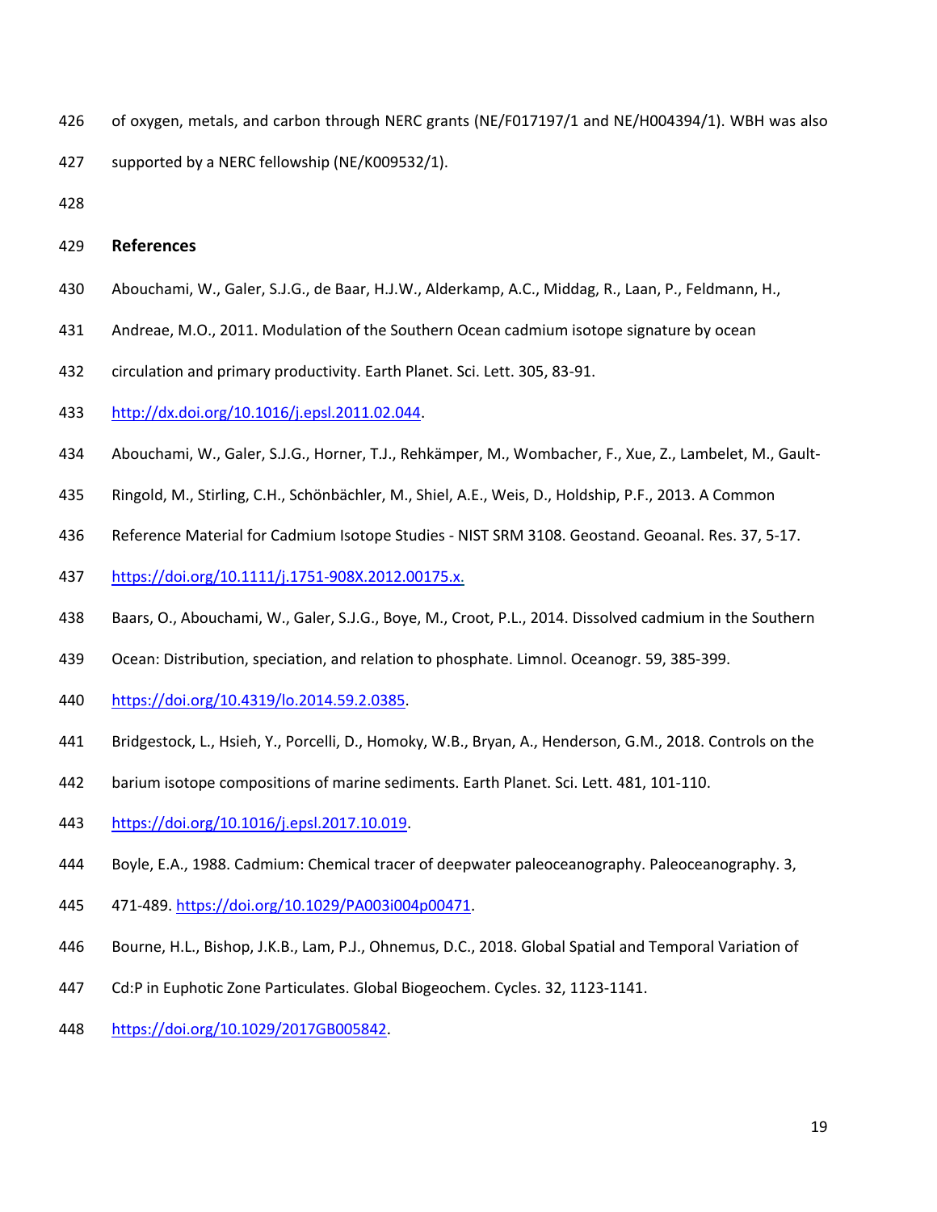of oxygen, metals, and carbon through NERC grants (NE/F017197/1 and NE/H004394/1). WBH was also supported by a NERC fellowship (NE/K009532/1).

## References

Abouchami, W., Galer, S.J.G., de Baar, H.J.W., Alderkamp, A.C., Middag, R., Laan, P., Feldmann, H., Andreae, M.O., 2011. Modulation of the Southern Ocean cadmium isotope signature by ocean circulation and primary productivity. Earth Planet. Sci. Lett. 305, 83-91. http://dx.doi.org/10.1016/j.epsl.2011.02.044.

Abouchami, W., Galer, S.J.G., Horner, T.J., Rehkämper, M., Wombacher, F., Xue, Z., Lambelet, M., Gault-Ringold, M., Stirling, C.H., Schönbächler, M., Shiel, A.E., Weis, D., Holdship, P.F., 2013. A Common Reference Material for Cadmium Isotope Studies - NIST SRM 3108. Geostand. Geoanal. Res. 37, 5-17. https://doi.org/10.1111/j.1751-908X.2012.00175.x.

Baars, O., Abouchami, W., Galer, S.J.G., Boye, M., Croot, P.L., 2014. Dissolved cadmium in the Southern Ocean: Distribution, speciation, and relation to phosphate. Limnol. Oceanogr. 59, 385-399. https://doi.org/10.4319/lo.2014.59.2.0385.

Bridgestock, L., Hsieh, Y., Porcelli, D., Homoky, W.B., Bryan, A., Henderson, G.M., 2018. Controls on the barium isotope compositions of marine sediments. Earth Planet. Sci. Lett. 481, 101-110. https://doi.org/10.1016/j.epsl.2017.10.019.

Boyle, E.A., 1988. Cadmium: Chemical tracer of deepwater paleoceanography. Paleoceanography. 3, 471-489. https://doi.org/10.1029/PA003i004p00471.

Bourne, H.L., Bishop, J.K.B., Lam, P.J., Ohnemus, D.C., 2018. Global Spatial and Temporal Variation of Cd:P in Euphotic Zone Particulates. Global Biogeochem. Cycles. 32, 1123-1141. https://doi.org/10.1029/2017GB005842.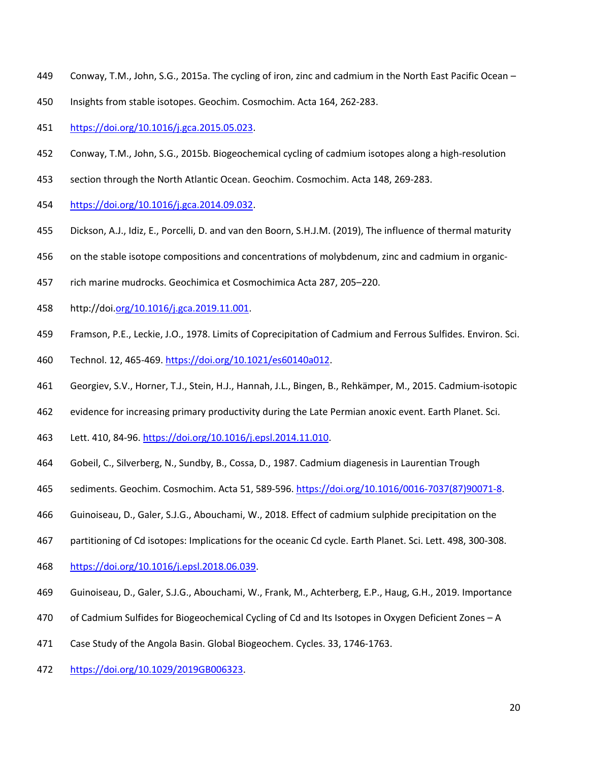Conway, T.M., John, S.G., 2015a. The cycling of iron, zinc and cadmium in the North East Pacific Ocean – Insights from stable isotopes. Geochim. Cosmochim. Acta 164, 262-283. https://doi.org/10.1016/j.gca.2015.05.023.

Conway, T.M., John, S.G., 2015b. Biogeochemical cycling of cadmium isotopes along a high-resolution section through the North Atlantic Ocean. Geochim. Cosmochim. Acta 148, 269-283. https://doi.org/10.1016/j.gca.2014.09.032.

Dickson, A.J., Idiz, E., Porcelli, D. and van den Boorn, S.H.J.M. (2019), The influence of thermal maturity on the stable isotope compositions and concentrations of molybdenum, zinc and cadmium in organic-rich marine mudrocks. Geochimica et Cosmochimica Acta 287, 205–220. http://doi.org/10.1016/j.gca.2019.11.001.

Framson, P.E., Leckie, J.O., 1978. Limits of Coprecipitation of Cadmium and Ferrous Sulfides. Environ. Sci. Technol. 12, 465-469. https://doi.org/10.1021/es60140a012.

Georgiev, S.V., Horner, T.J., Stein, H.J., Hannah, J.L., Bingen, B., Rehkämper, M., 2015. Cadmium-isotopic evidence for increasing primary productivity during the Late Permian anoxic event. Earth Planet. Sci. Lett. 410, 84-96. https://doi.org/10.1016/j.epsl.2014.11.010.

Gobeil, C., Silverberg, N., Sundby, B., Cossa, D., 1987. Cadmium diagenesis in Laurentian Trough sediments. Geochim. Cosmochim. Acta 51, 589-596. https://doi.org/10.1016/0016-7037(87)90071-8.

Guinoiseau, D., Galer, S.J.G., Abouchami, W., 2018. Effect of cadmium sulphide precipitation on the partitioning of Cd isotopes: Implications for the oceanic Cd cycle. Earth Planet. Sci. Lett. 498, 300-308. https://doi.org/10.1016/j.epsl.2018.06.039.

Guinoiseau, D., Galer, S.J.G., Abouchami, W., Frank, M., Achterberg, E.P., Haug, G.H., 2019. Importance of Cadmium Sulfides for Biogeochemical Cycling of Cd and Its Isotopes in Oxygen Deficient Zones – A Case Study of the Angola Basin. Global Biogeochem. Cycles. 33, 1746-1763. https://doi.org/10.1029/2019GB006323.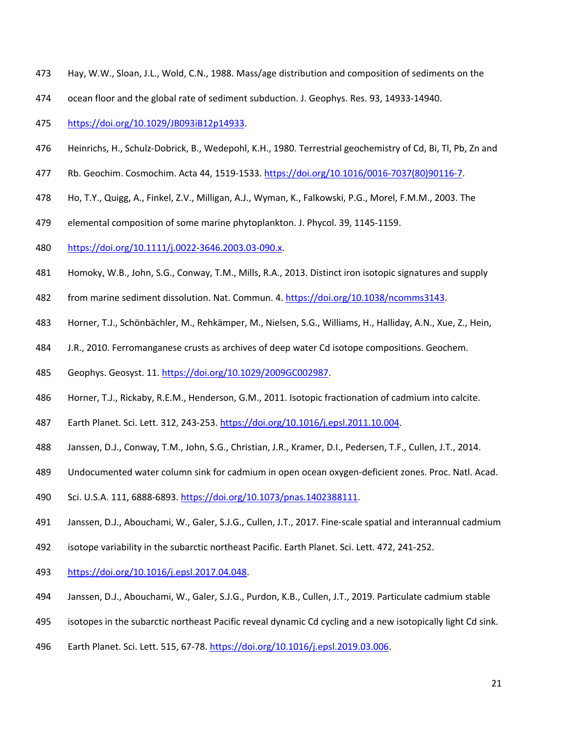Hay, W.W., Sloan, J.L., Wold, C.N., 1988. Mass/age distribution and composition of sediments on the ocean floor and the global rate of sediment subduction. J. Geophys. Res. 93, 14933-14940. https://doi.org/10.1029/JB093iB12p14933.

Heinrichs, H., Schulz-Dobrick, B., Wedepohl, K.H., 1980. Terrestrial geochemistry of Cd, Bi, Tl, Pb, Zn and Rb. Geochim. Cosmochim. Acta 44, 1519-1533. https://doi.org/10.1016/0016-7037(80)90116-7.

Ho, T.Y., Quigg, A., Finkel, Z.V., Milligan, A.J., Wyman, K., Falkowski, P.G., Morel, F.M.M., 2003. The elemental composition of some marine phytoplankton. J. Phycol. 39, 1145-1159. https://doi.org/10.1111/j.0022-3646.2003.03-090.x.

Homoky, W.B., John, S.G., Conway, T.M., Mills, R.A., 2013. Distinct iron isotopic signatures and supply from marine sediment dissolution. Nat. Commun. 4. https://doi.org/10.1038/ncomms3143.

Horner, T.J., Schönbächler, M., Rehkämper, M., Nielsen, S.G., Williams, H., Halliday, A.N., Xue, Z., Hein, J.R., 2010. Ferromanganese crusts as archives of deep water Cd isotope compositions. Geochem. Geophys. Geosyst. 11. https://doi.org/10.1029/2009GC002987.

Horner, T.J., Rickaby, R.E.M., Henderson, G.M., 2011. Isotopic fractionation of cadmium into calcite. Earth Planet. Sci. Lett. 312, 243-253. https://doi.org/10.1016/j.epsl.2011.10.004.

Janssen, D.J., Conway, T.M., John, S.G., Christian, J.R., Kramer, D.I., Pedersen, T.F., Cullen, J.T., 2014. Undocumented water column sink for cadmium in open ocean oxygen-deficient zones. Proc. Natl. Acad. Sci. U.S.A. 111, 6888-6893. https://doi.org/10.1073/pnas.1402388111.

Janssen, D.J., Abouchami, W., Galer, S.J.G., Cullen, J.T., 2017. Fine-scale spatial and interannual cadmium isotope variability in the subarctic northeast Pacific. Earth Planet. Sci. Lett. 472, 241-252. https://doi.org/10.1016/j.epsl.2017.04.048.

Janssen, D.J., Abouchami, W., Galer, S.J.G., Purdon, K.B., Cullen, J.T., 2019. Particulate cadmium stable isotopes in the subarctic northeast Pacific reveal dynamic Cd cycling and a new isotopically light Cd sink. Earth Planet. Sci. Lett. 515, 67-78. https://doi.org/10.1016/j.epsl.2019.03.006.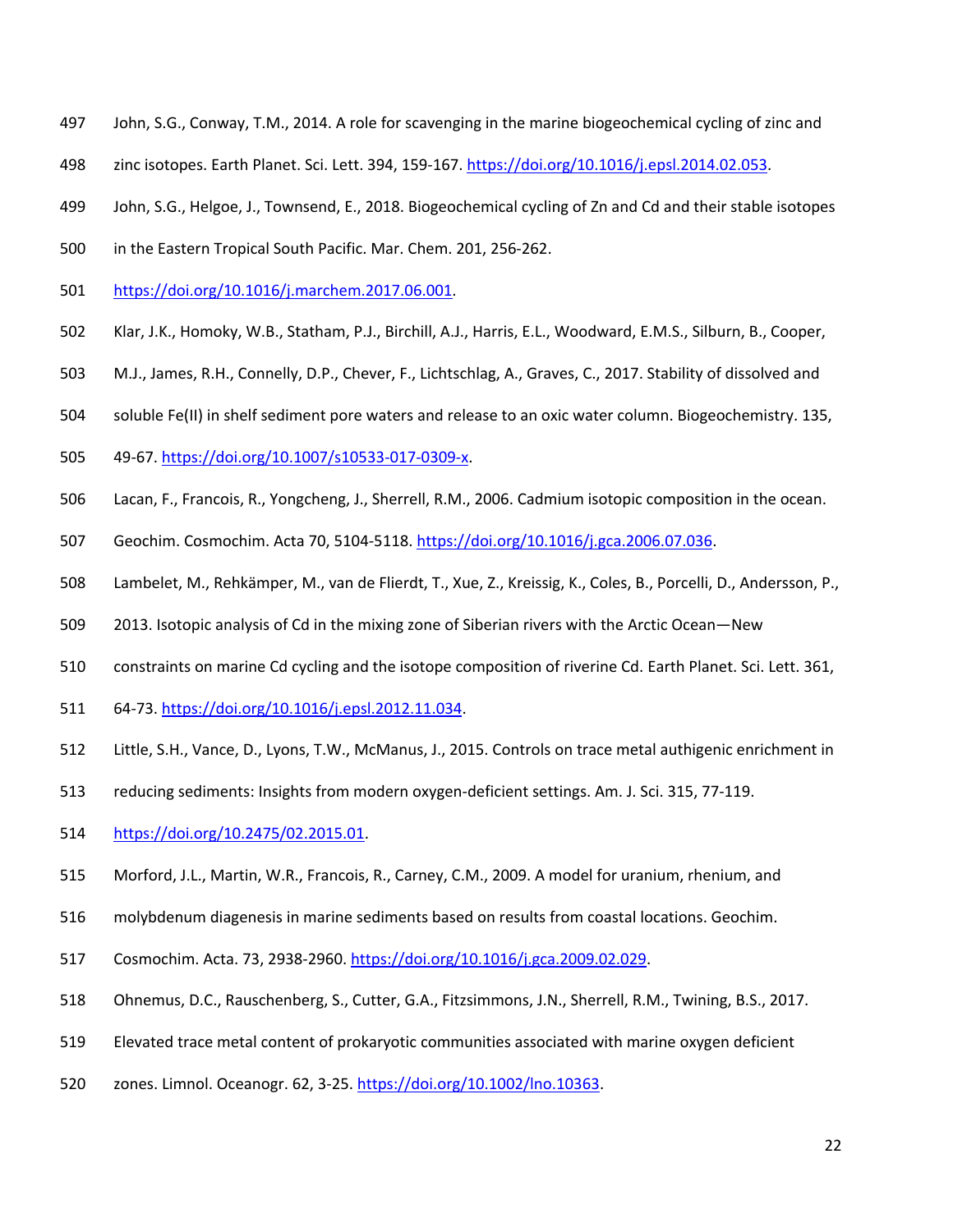John, S.G., Conway, T.M., 2014. A role for scavenging in the marine biogeochemical cycling of zinc and zinc isotopes. Earth Planet. Sci. Lett. 394, 159-167. https://doi.org/10.1016/j.epsl.2014.02.053.

John, S.G., Helgoe, J., Townsend, E., 2018. Biogeochemical cycling of Zn and Cd and their stable isotopes in the Eastern Tropical South Pacific. Mar. Chem. 201, 256-262. https://doi.org/10.1016/j.marchem.2017.06.001.

Klar, J.K., Homoky, W.B., Statham, P.J., Birchill, A.J., Harris, E.L., Woodward, E.M.S., Silburn, B., Cooper, M.J., James, R.H., Connelly, D.P., Chever, F., Lichtschlag, A., Graves, C., 2017. Stability of dissolved and soluble Fe(II) in shelf sediment pore waters and release to an oxic water column. Biogeochemistry. 135, 49-67. https://doi.org/10.1007/s10533-017-0309-x.

Lacan, F., Francois, R., Yongcheng, J., Sherrell, R.M., 2006. Cadmium isotopic composition in the ocean. Geochim. Cosmochim. Acta 70, 5104-5118. https://doi.org/10.1016/j.gca.2006.07.036.

Lambelet, M., Rehkämper, M., van de Flierdt, T., Xue, Z., Kreissig, K., Coles, B., Porcelli, D., Andersson, P., 2013. Isotopic analysis of Cd in the mixing zone of Siberian rivers with the Arctic Ocean—New constraints on marine Cd cycling and the isotope composition of riverine Cd. Earth Planet. Sci. Lett. 361, 64-73. https://doi.org/10.1016/j.epsl.2012.11.034.

Little, S.H., Vance, D., Lyons, T.W., McManus, J., 2015. Controls on trace metal authigenic enrichment in reducing sediments: Insights from modern oxygen-deficient settings. Am. J. Sci. 315, 77-119. https://doi.org/10.2475/02.2015.01.

Morford, J.L., Martin, W.R., Francois, R., Carney, C.M., 2009. A model for uranium, rhenium, and molybdenum diagenesis in marine sediments based on results from coastal locations. Geochim. Cosmochim. Acta. 73, 2938-2960. https://doi.org/10.1016/j.gca.2009.02.029.

Ohnemus, D.C., Rauschenberg, S., Cutter, G.A., Fitzsimmons, J.N., Sherrell, R.M., Twining, B.S., 2017. Elevated trace metal content of prokaryotic communities associated with marine oxygen deficient zones. Limnol. Oceanogr. 62, 3-25. https://doi.org/10.1002/lno.10363.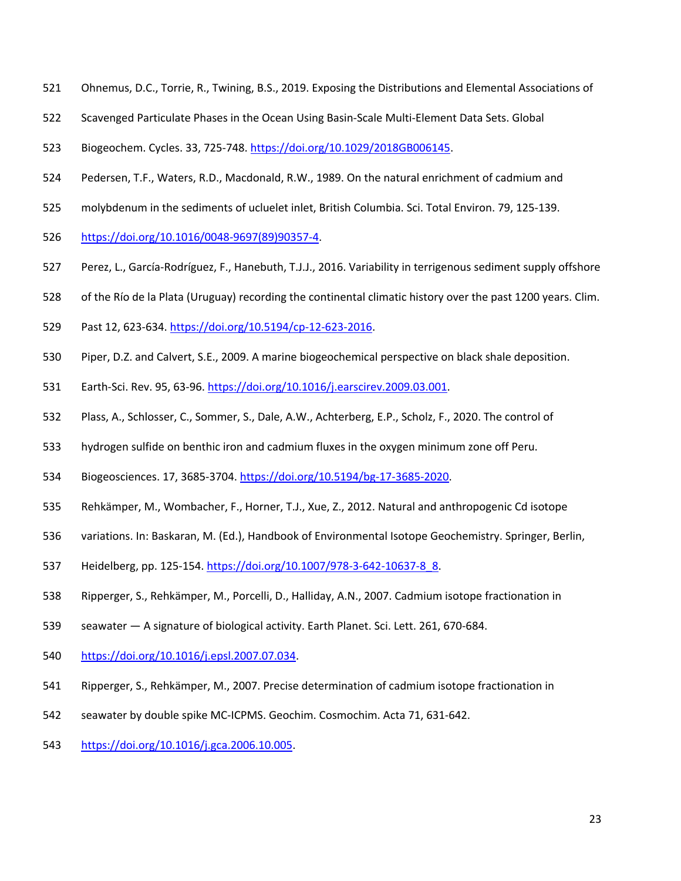Ohnemus, D.C., Torrie, R., Twining, B.S., 2019. Exposing the Distributions and Elemental Associations of Scavenged Particulate Phases in the Ocean Using Basin-Scale Multi-Element Data Sets. Global Biogeochem. Cycles. 33, 725-748. https://doi.org/10.1029/2018GB006145.

Pedersen, T.F., Waters, R.D., Macdonald, R.W., 1989. On the natural enrichment of cadmium and molybdenum in the sediments of ucluelet inlet, British Columbia. Sci. Total Environ. 79, 125-139. https://doi.org/10.1016/0048-9697(89)90357-4.

Perez, L., García-Rodríguez, F., Hanebuth, T.J.J., 2016. Variability in terrigenous sediment supply offshore of the Río de la Plata (Uruguay) recording the continental climatic history over the past 1200 years. Clim. Past 12, 623-634. https://doi.org/10.5194/cp-12-623-2016.

Piper, D.Z. and Calvert, S.E., 2009. A marine biogeochemical perspective on black shale deposition. Earth-Sci. Rev. 95, 63-96. https://doi.org/10.1016/j.earscirev.2009.03.001.

Plass, A., Schlosser, C., Sommer, S., Dale, A.W., Achterberg, E.P., Scholz, F., 2020. The control of hydrogen sulfide on benthic iron and cadmium fluxes in the oxygen minimum zone off Peru. Biogeosciences. 17, 3685-3704. https://doi.org/10.5194/bg-17-3685-2020.

Rehkämper, M., Wombacher, F., Horner, T.J., Xue, Z., 2012. Natural and anthropogenic Cd isotope variations. In: Baskaran, M. (Ed.), Handbook of Environmental Isotope Geochemistry. Springer, Berlin, Heidelberg, pp. 125-154. https://doi.org/10.1007/978-3-642-10637-8_8.

Ripperger, S., Rehkämper, M., Porcelli, D., Halliday, A.N., 2007. Cadmium isotope fractionation in seawater — A signature of biological activity. Earth Planet. Sci. Lett. 261, 670-684. https://doi.org/10.1016/j.epsl.2007.07.034.

Ripperger, S., Rehkämper, M., 2007. Precise determination of cadmium isotope fractionation in seawater by double spike MC-ICPMS. Geochim. Cosmochim. Acta 71, 631-642. https://doi.org/10.1016/j.gca.2006.10.005.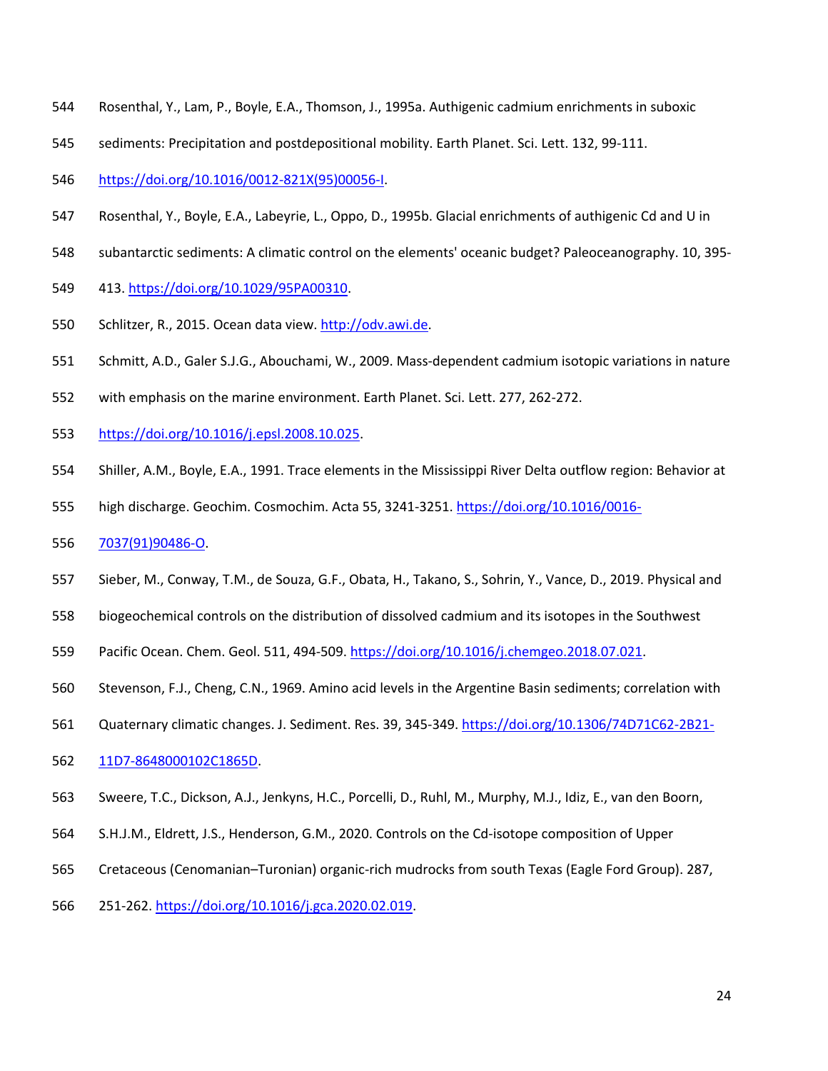Rosenthal, Y., Lam, P., Boyle, E.A., Thomson, J., 1995a. Authigenic cadmium enrichments in suboxic sediments: Precipitation and postdepositional mobility. Earth Planet. Sci. Lett. 132, 99-111. https://doi.org/10.1016/0012-821X(95)00056-I.

Rosenthal, Y., Boyle, E.A., Labeyrie, L., Oppo, D., 1995b. Glacial enrichments of authigenic Cd and U in subantarctic sediments: A climatic control on the elements' oceanic budget? Paleoceanography. 10, 395-413. https://doi.org/10.1029/95PA00310.

Schlitzer, R., 2015. Ocean data view. http://odv.awi.de.

Schmitt, A.D., Galer S.J.G., Abouchami, W., 2009. Mass-dependent cadmium isotopic variations in nature with emphasis on the marine environment. Earth Planet. Sci. Lett. 277, 262-272. https://doi.org/10.1016/j.epsl.2008.10.025.

Shiller, A.M., Boyle, E.A., 1991. Trace elements in the Mississippi River Delta outflow region: Behavior at high discharge. Geochim. Cosmochim. Acta 55, 3241-3251. https://doi.org/10.1016/0016-7037(91)90486-O.

Sieber, M., Conway, T.M., de Souza, G.F., Obata, H., Takano, S., Sohrin, Y., Vance, D., 2019. Physical and biogeochemical controls on the distribution of dissolved cadmium and its isotopes in the Southwest Pacific Ocean. Chem. Geol. 511, 494-509. https://doi.org/10.1016/j.chemgeo.2018.07.021.

Stevenson, F.J., Cheng, C.N., 1969. Amino acid levels in the Argentine Basin sediments; correlation with Quaternary climatic changes. J. Sediment. Res. 39, 345-349. https://doi.org/10.1306/74D71C62-2B21-11D7-8648000102C1865D.

Sweere, T.C., Dickson, A.J., Jenkyns, H.C., Porcelli, D., Ruhl, M., Murphy, M.J., Idiz, E., van den Boorn, S.H.J.M., Eldrett, J.S., Henderson, G.M., 2020. Controls on the Cd-isotope composition of Upper Cretaceous (Cenomanian–Turonian) organic-rich mudrocks from south Texas (Eagle Ford Group). 287, 251-262. https://doi.org/10.1016/j.gca.2020.02.019.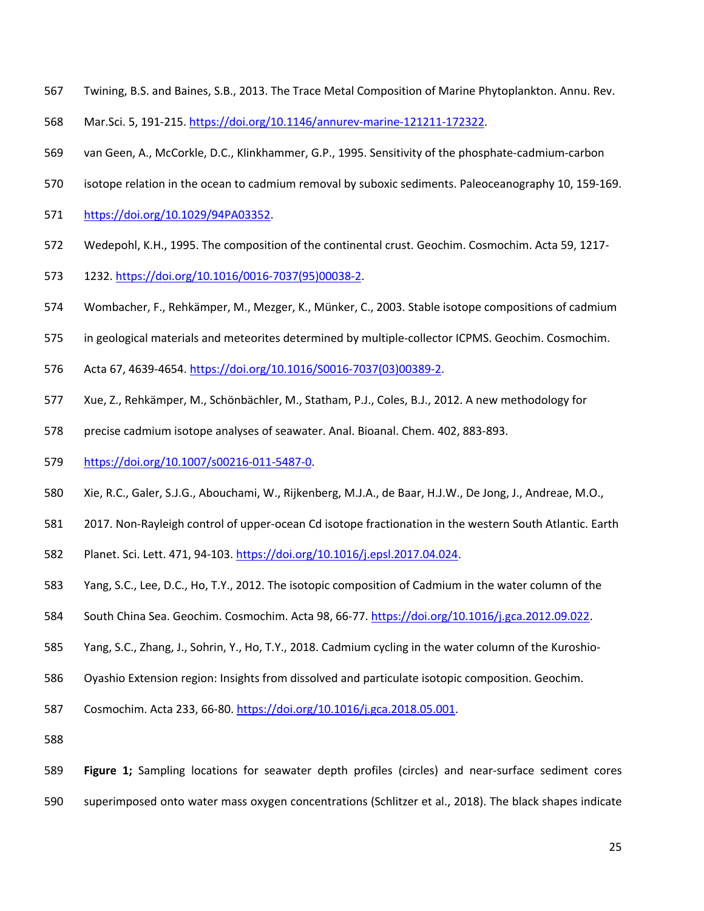Twining, B.S. and Baines, S.B., 2013. The Trace Metal Composition of Marine Phytoplankton. Annu. Rev. Mar.Sci. 5, 191-215. https://doi.org/10.1146/annurev-marine-121211-172322.

van Geen, A., McCorkle, D.C., Klinkhammer, G.P., 1995. Sensitivity of the phosphate-cadmium-carbon isotope relation in the ocean to cadmium removal by suboxic sediments. Paleoceanography 10, 159-169. https://doi.org/10.1029/94PA03352.

Wedepohl, K.H., 1995. The composition of the continental crust. Geochim. Cosmochim. Acta 59, 1217-1232. https://doi.org/10.1016/0016-7037(95)00038-2.

Wombacher, F., Rehkämper, M., Mezger, K., Münker, C., 2003. Stable isotope compositions of cadmium in geological materials and meteorites determined by multiple-collector ICPMS. Geochim. Cosmochim. Acta 67, 4639-4654. https://doi.org/10.1016/S0016-7037(03)00389-2.

Xue, Z., Rehkämper, M., Schönbächler, M., Statham, P.J., Coles, B.J., 2012. A new methodology for precise cadmium isotope analyses of seawater. Anal. Bioanal. Chem. 402, 883-893. https://doi.org/10.1007/s00216-011-5487-0.

Xie, R.C., Galer, S.J.G., Abouchami, W., Rijkenberg, M.J.A., de Baar, H.J.W., De Jong, J., Andreae, M.O., 2017. Non-Rayleigh control of upper-ocean Cd isotope fractionation in the western South Atlantic. Earth Planet. Sci. Lett. 471, 94-103. https://doi.org/10.1016/j.epsl.2017.04.024.

Yang, S.C., Lee, D.C., Ho, T.Y., 2012. The isotopic composition of Cadmium in the water column of the South China Sea. Geochim. Cosmochim. Acta 98, 66-77. https://doi.org/10.1016/j.gca.2012.09.022.

Yang, S.C., Zhang, J., Sohrin, Y., Ho, T.Y., 2018. Cadmium cycling in the water column of the Kuroshio-Oyashio Extension region: Insights from dissolved and particulate isotopic composition. Geochim. Cosmochim. Acta 233, 66-80. https://doi.org/10.1016/j.gca.2018.05.001.

**Figure 1;** Sampling locations for seawater depth profiles (circles) and near-surface sediment cores superimposed onto water mass oxygen concentrations (Schlitzer et al., 2018). The black shapes indicate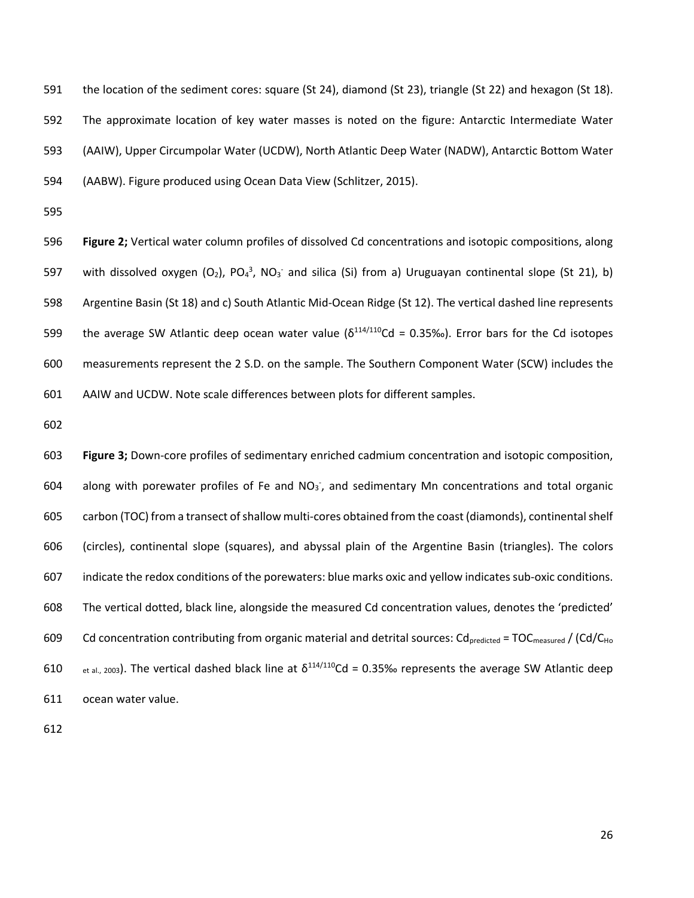the location of the sediment cores: square (St 24), diamond (St 23), triangle (St 22) and hexagon (St 18). The approximate location of key water masses is noted on the figure: Antarctic Intermediate Water (AAIW), Upper Circumpolar Water (UCDW), North Atlantic Deep Water (NADW), Antarctic Bottom Water (AABW). Figure produced using Ocean Data View (Schlitzer, 2015).

**Figure 2;** Vertical water column profiles of dissolved Cd concentrations and isotopic compositions, along with dissolved oxygen ($O_2$), $PO_4^{3}$, $NO_3^-$ and silica (Si) from a) Uruguayan continental slope (St 21), b) Argentine Basin (St 18) and c) South Atlantic Mid-Ocean Ridge (St 12). The vertical dashed line represents the average SW Atlantic deep ocean water value ($\delta^{114/110}$Cd = 0.35‰). Error bars for the Cd isotopes measurements represent the 2 S.D. on the sample. The Southern Component Water (SCW) includes the AAIW and UCDW. Note scale differences between plots for different samples.

**Figure 3;** Down-core profiles of sedimentary enriched cadmium concentration and isotopic composition, along with porewater profiles of Fe and $NO_3^-$, and sedimentary Mn concentrations and total organic carbon (TOC) from a transect of shallow multi-cores obtained from the coast (diamonds), continental shelf (circles), continental slope (squares), and abyssal plain of the Argentine Basin (triangles). The colors indicate the redox conditions of the porewaters: blue marks oxic and yellow indicates sub-oxic conditions. The vertical dotted, black line, alongside the measured Cd concentration values, denotes the 'predicted' Cd concentration contributing from organic material and detrital sources: $Cd_{predicted} = TOC_{measured} / (Cd/C_{Ho\ et\ al.,\ 2003})$. The vertical dashed black line at $\delta^{114/110}$Cd = 0.35‰ represents the average SW Atlantic deep ocean water value.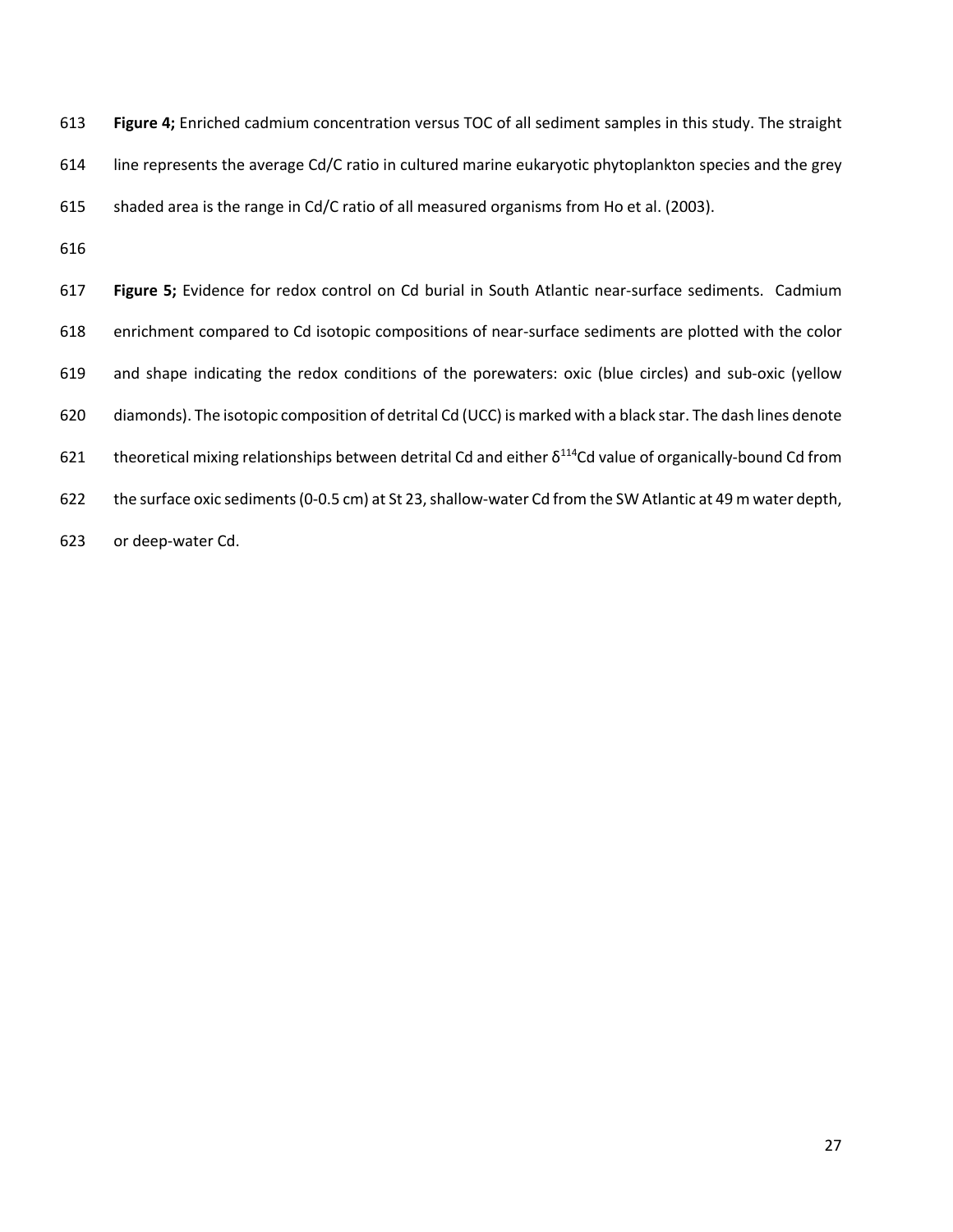**Figure 4;** Enriched cadmium concentration versus TOC of all sediment samples in this study. The straight line represents the average Cd/C ratio in cultured marine eukaryotic phytoplankton species and the grey shaded area is the range in Cd/C ratio of all measured organisms from Ho et al. (2003).

**Figure 5;** Evidence for redox control on Cd burial in South Atlantic near-surface sediments. Cadmium enrichment compared to Cd isotopic compositions of near-surface sediments are plotted with the color and shape indicating the redox conditions of the porewaters: oxic (blue circles) and sub-oxic (yellow diamonds). The isotopic composition of detrital Cd (UCC) is marked with a black star. The dash lines denote theoretical mixing relationships between detrital Cd and either $\delta^{114}$Cd value of organically-bound Cd from the surface oxic sediments (0-0.5 cm) at St 23, shallow-water Cd from the SW Atlantic at 49 m water depth, or deep-water Cd.